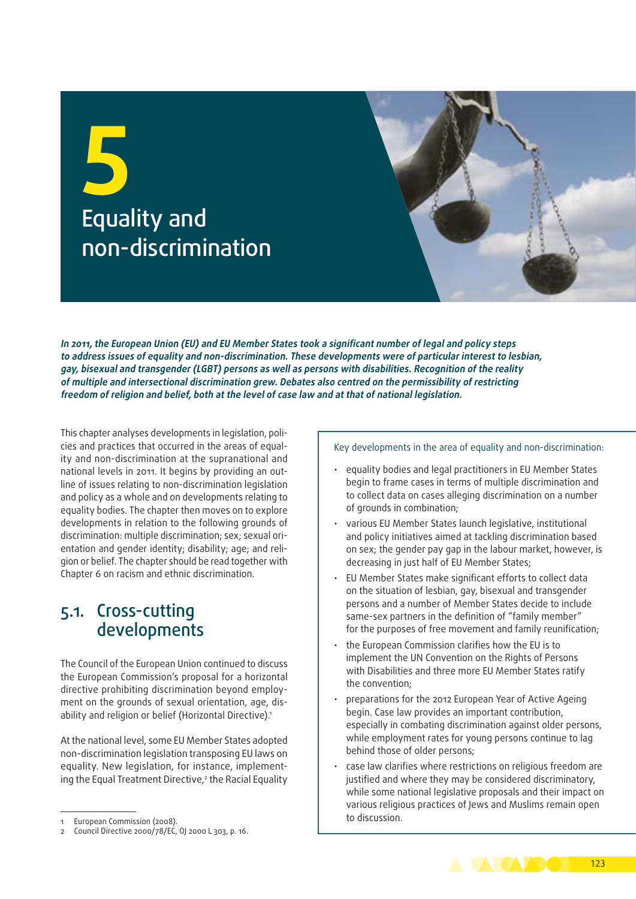# 5 Equality and non-discrimination

***In 2011, the European Union (EU) and EU Member States took a significant number of legal and policy steps to address issues of equality and non-discrimination. These developments were of particular interest to lesbian, gay, bisexual and transgender (LGBT) persons as well as persons with disabilities. Recognition of the reality of multiple and intersectional discrimination grew. Debates also centred on the permissibility of restricting freedom of religion and belief, both at the level of case law and at that of national legislation.***

This chapter analyses developments in legislation, policies and practices that occurred in the areas of equality and non-discrimination at the supranational and national levels in 2011. It begins by providing an outline of issues relating to non-discrimination legislation and policy as a whole and on developments relating to equality bodies. The chapter then moves on to explore developments in relation to the following grounds of discrimination: multiple discrimination; sex; sexual orientation and gender identity; disability; age; and religion or belief. The chapter should be read together with Chapter 6 on racism and ethnic discrimination.

> Key developments in the area of equality and non-discrimination:
>
> - equality bodies and legal practitioners in EU Member States begin to frame cases in terms of multiple discrimination and to collect data on cases alleging discrimination on a number of grounds in combination;
> - various EU Member States launch legislative, institutional and policy initiatives aimed at tackling discrimination based on sex; the gender pay gap in the labour market, however, is decreasing in just half of EU Member States;
> - EU Member States make significant efforts to collect data on the situation of lesbian, gay, bisexual and transgender persons and a number of Member States decide to include same-sex partners in the definition of "family member" for the purposes of free movement and family reunification;
> - the European Commission clarifies how the EU is to implement the UN Convention on the Rights of Persons with Disabilities and three more EU Member States ratify the convention;
> - preparations for the 2012 European Year of Active Ageing begin. Case law provides an important contribution, especially in combating discrimination against older persons, while employment rates for young persons continue to lag behind those of older persons;
> - case law clarifies where restrictions on religious freedom are justified and where they may be considered discriminatory, while some national legislative proposals and their impact on various religious practices of Jews and Muslims remain open to discussion.

## 5.1. Cross-cutting developments

The Council of the European Union continued to discuss the European Commission's proposal for a horizontal directive prohibiting discrimination beyond employment on the grounds of sexual orientation, age, disability and religion or belief (Horizontal Directive).[1]

At the national level, some EU Member States adopted non-discrimination legislation transposing EU laws on equality. New legislation, for instance, implementing the Equal Treatment Directive,[2] the Racial Equality

---

1 European Commission (2008).
2 Council Directive 2000/78/EC, OJ 2000 L 303, p. 16.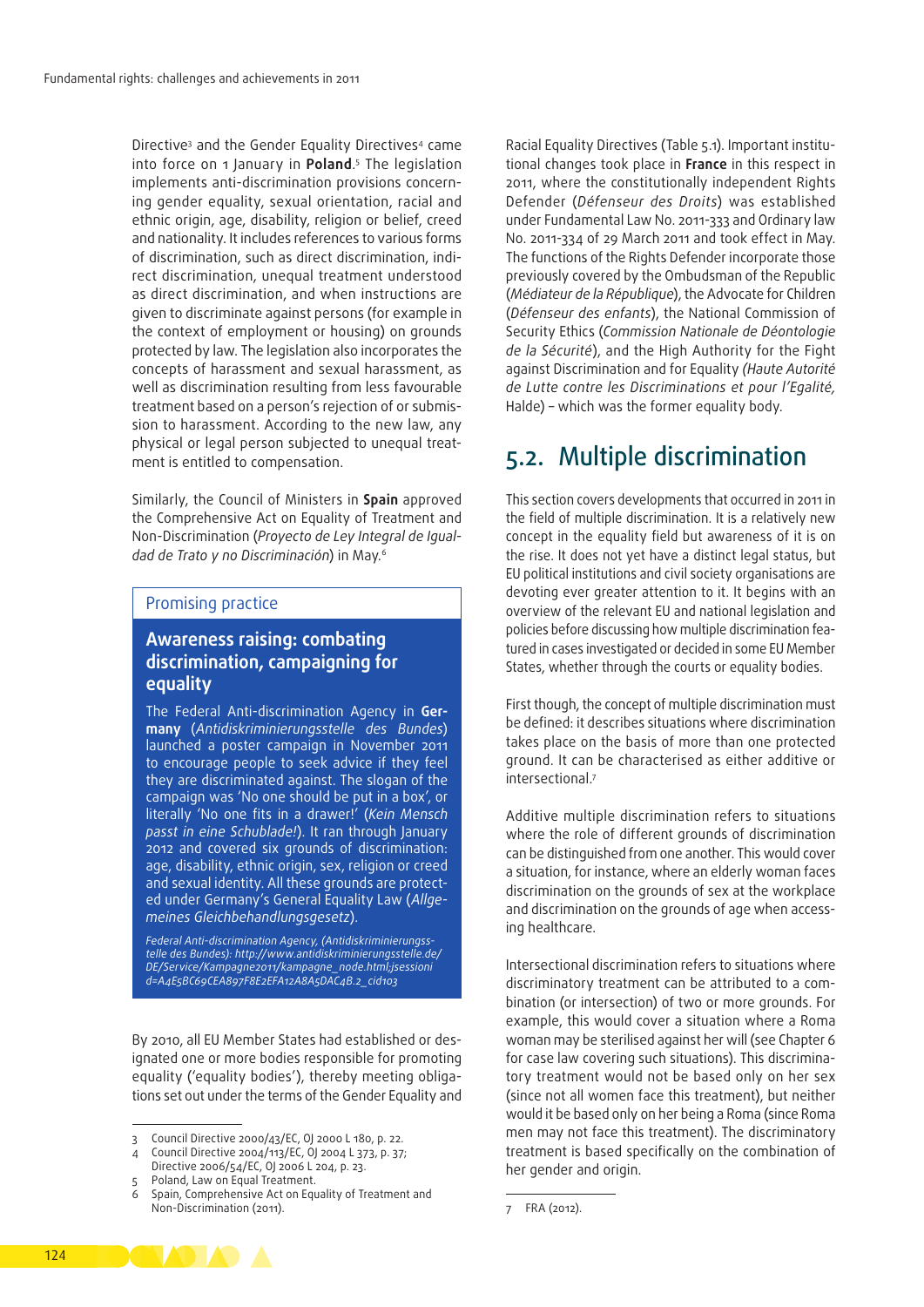Directive[3] and the Gender Equality Directives[4] came into force on 1 January in **Poland**.[5] The legislation implements anti-discrimination provisions concerning gender equality, sexual orientation, racial and ethnic origin, age, disability, religion or belief, creed and nationality. It includes references to various forms of discrimination, such as direct discrimination, indirect discrimination, unequal treatment understood as direct discrimination, and when instructions are given to discriminate against persons (for example in the context of employment or housing) on grounds protected by law. The legislation also incorporates the concepts of harassment and sexual harassment, as well as discrimination resulting from less favourable treatment based on a person's rejection of or submission to harassment. According to the new law, any physical or legal person subjected to unequal treatment is entitled to compensation.

Similarly, the Council of Ministers in **Spain** approved the Comprehensive Act on Equality of Treatment and Non-Discrimination (*Proyecto de Ley Integral de Igualdad de Trato y no Discriminación*) in May.[6]

> Promising practice
>
> **Awareness raising: combating discrimination, campaigning for equality**
>
> The Federal Anti-discrimination Agency in **Germany** (*Antidiskriminierungsstelle des Bundes*) launched a poster campaign in November 2011 to encourage people to seek advice if they feel they are discriminated against. The slogan of the campaign was 'No one should be put in a box', or literally 'No one fits in a drawer!' (*Kein Mensch passt in eine Schublade!*). It ran through January 2012 and covered six grounds of discrimination: age, disability, ethnic origin, sex, religion or creed and sexual identity. All these grounds are protected under Germany's General Equality Law (*Allgemeines Gleichbehandlungsgesetz*).
>
> *Federal Anti-discrimination Agency, (Antidiskriminierungsstelle des Bundes): http://www.antidiskriminierungsstelle.de/DE/Service/Kampagne2011/kampagne_node.html;jsessionid=A4E5BC69CEA897F8E2EFA12A8A5DAC4B.2_cid103*

By 2010, all EU Member States had established or designated one or more bodies responsible for promoting equality ('equality bodies'), thereby meeting obligations set out under the terms of the Gender Equality and Racial Equality Directives (Table 5.1). Important institutional changes took place in **France** in this respect in 2011, where the constitutionally independent Rights Defender (*Défenseur des Droits*) was established under Fundamental Law No. 2011-333 and Ordinary law No. 2011-334 of 29 March 2011 and took effect in May. The functions of the Rights Defender incorporate those previously covered by the Ombudsman of the Republic (*Médiateur de la République*), the Advocate for Children (*Défenseur des enfants*), the National Commission of Security Ethics (*Commission Nationale de Déontologie de la Sécurité*), and the High Authority for the Fight against Discrimination and for Equality (*Haute Autorité de Lutte contre les Discriminations et pour l'Egalité*, Halde) – which was the former equality body.

## 5.2. Multiple discrimination

This section covers developments that occurred in 2011 in the field of multiple discrimination. It is a relatively new concept in the equality field but awareness of it is on the rise. It does not yet have a distinct legal status, but EU political institutions and civil society organisations are devoting ever greater attention to it. It begins with an overview of the relevant EU and national legislation and policies before discussing how multiple discrimination featured in cases investigated or decided in some EU Member States, whether through the courts or equality bodies.

First though, the concept of multiple discrimination must be defined: it describes situations where discrimination takes place on the basis of more than one protected ground. It can be characterised as either additive or intersectional.[7]

Additive multiple discrimination refers to situations where the role of different grounds of discrimination can be distinguished from one another. This would cover a situation, for instance, where an elderly woman faces discrimination on the grounds of sex at the workplace and discrimination on the grounds of age when accessing healthcare.

Intersectional discrimination refers to situations where discriminatory treatment can be attributed to a combination (or intersection) of two or more grounds. For example, this would cover a situation where a Roma woman may be sterilised against her will (see Chapter 6 for case law covering such situations). This discriminatory treatment would not be based only on her sex (since not all women face this treatment), but neither would it be based only on her being a Roma (since Roma men may not face this treatment). The discriminatory treatment is based specifically on the combination of her gender and origin.

---

3 Council Directive 2000/43/EC, OJ 2000 L 180, p. 22.
4 Council Directive 2004/113/EC, OJ 2004 L 373, p. 37; Directive 2006/54/EC, OJ 2006 L 204, p. 23.
5 Poland, Law on Equal Treatment.
6 Spain, Comprehensive Act on Equality of Treatment and Non-Discrimination (2011).
7 FRA (2012).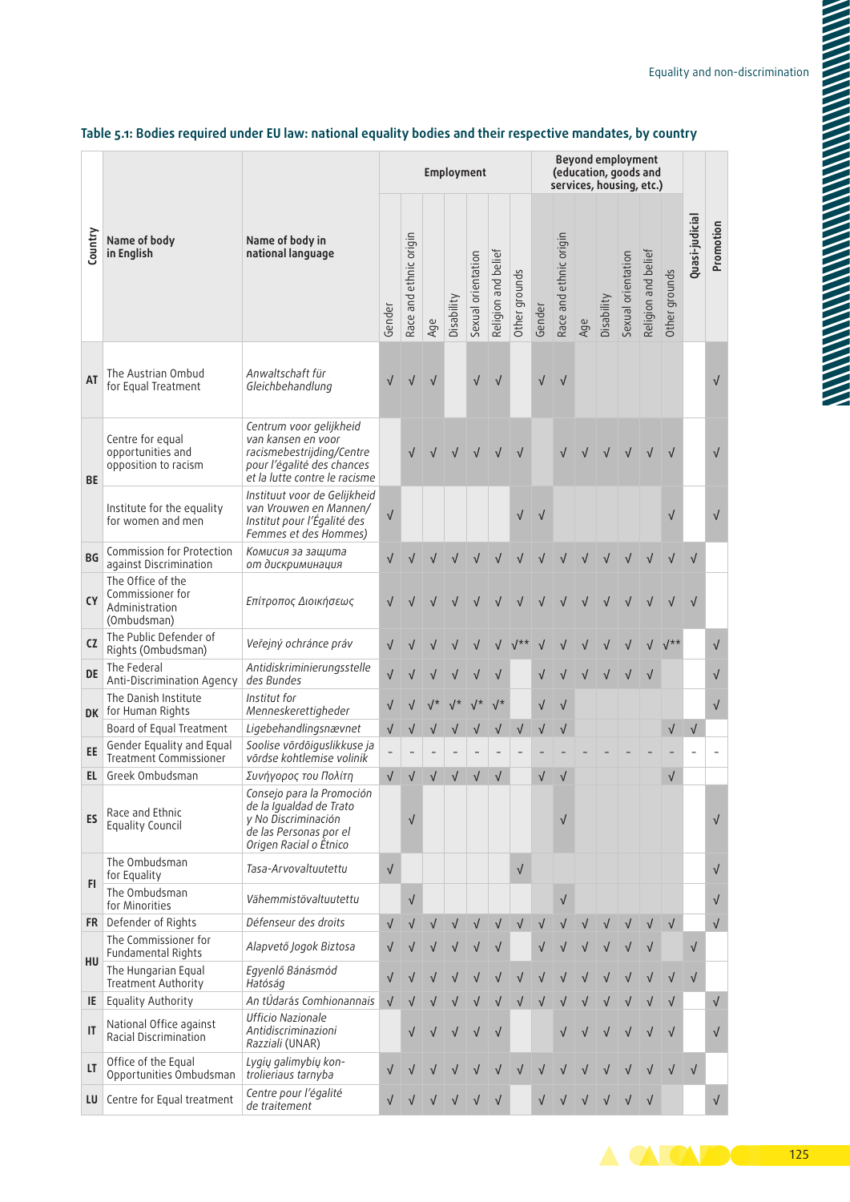## Table 5.1: Bodies required under EU law: national equality bodies and their respective mandates, by country

| Country | Name of body in English | Name of body in national language | Employment | | | | | | | Beyond employment (education, goods and services, housing, etc.) | | | | | | | Quasi-judicial | Promotion |
|---|---|---|---|---|---|---|---|---|---|---|---|---|---|---|---|---|---|---|
| | | | Gender | Race and ethnic origin | Age | Disability | Sexual orientation | Religion and belief | Other grounds | Gender | Race and ethnic origin | Age | Disability | Sexual orientation | Religion and belief | Other grounds | | |
| AT | The Austrian Ombud for Equal Treatment | *Anwaltschaft für Gleichbehandlung* | √ | √ | √ | | √ | √ | | √ | √ | | | | | | | √ |
| BE | Centre for equal opportunities and opposition to racism | *Centrum voor gelijkheid van kansen en voor racismebestrijding/Centre pour l'égalité des chances et la lutte contre le racisme* | | √ | √ | √ | √ | √ | √ | | √ | √ | √ | √ | √ | √ | | √ |
| BE | Institute for the equality for women and men | *Instituut voor de Gelijkheid van Vrouwen en Mannen/ Institut pour l'Égalité des Femmes et des Hommes)* | √ | | | | | | √ | √ | | | | | | √ | | √ |
| BG | Commission for Protection against Discrimination | *Комисия за защита от дискриминация* | √ | √ | √ | √ | √ | √ | √ | √ | √ | √ | √ | √ | √ | √ | √ | |
| CY | The Office of the Commissioner for Administration (Ombudsman) | *Επίτροπος Διοικήσεως* | √ | √ | √ | √ | √ | √ | √ | √ | √ | √ | √ | √ | √ | √ | √ | |
| CZ | The Public Defender of Rights (Ombudsman) | *Veřejný ochránce práv* | √ | √ | √ | √ | √ | √ | √** | √ | √ | √ | √ | √ | √ | √** | | √ |
| DE | The Federal Anti-Discrimination Agency | *Antidiskriminierungsstelle des Bundes* | √ | √ | √ | √ | √ | √ | | √ | √ | √ | √ | √ | √ | | | √ |
| DK | The Danish Institute for Human Rights | *Institut for Menneskerettigheder* | √ | √ | √* | √* | √* | √* | | √ | √ | | | | | | | √ |
| DK | Board of Equal Treatment | *Ligebehandlingsnævnet* | √ | √ | √ | √ | √ | √ | √ | √ | √ | | | | | √ | √ | |
| EE | Gender Equality and Equal Treatment Commissioner | *Soolise võrdõiguslikkuse ja võrdse kohtlemise volinik* | – | – | – | – | – | – | – | – | – | – | – | – | – | – | – | – |
| EL | Greek Ombudsman | *Συνήγορος του Πολίτη* | √ | √ | √ | √ | √ | √ | | √ | √ | | | | | √ | | |
| ES | Race and Ethnic Equality Council | *Consejo para la Promoción de la Igualdad de Trato y No Discriminación de las Personas por el Origen Racial o Étnico* | | √ | | | | | | | √ | | | | | | | √ |
| FI | The Ombudsman for Equality | *Tasa-Arvovaltuutettu* | √ | | | | | | √ | | | | | | | | | √ |
| FI | The Ombudsman for Minorities | *Vähemmistövaltuutettu* | | √ | | | | | | | √ | | | | | | | √ |
| FR | Defender of Rights | *Défenseur des droits* | √ | √ | √ | √ | √ | √ | √ | √ | √ | √ | √ | √ | √ | √ | | √ |
| HU | The Commissioner for Fundamental Rights | *Alapvető Jogok Biztosa* | √ | √ | √ | √ | √ | √ | | √ | √ | √ | √ | √ | √ | | √ | |
| HU | The Hungarian Equal Treatment Authority | *Egyenlő Bánásmód Hatóság* | √ | √ | √ | √ | √ | √ | √ | √ | √ | √ | √ | √ | √ | √ | √ | |
| IE | Equality Authority | *An tÚdarás Comhionannais* | √ | √ | √ | √ | √ | √ | √ | √ | √ | √ | √ | √ | √ | √ | | √ |
| IT | National Office against Racial Discrimination | *Ufficio Nazionale Antidiscriminazioni Razziali (UNAR)* | | √ | √ | √ | √ | √ | | | √ | √ | √ | √ | √ | √ | | √ |
| LT | Office of the Equal Opportunities Ombudsman | *Lygių galimybių kontrolieriaus tarnyba* | √ | √ | √ | √ | √ | √ | √ | √ | √ | √ | √ | √ | √ | √ | √ | |
| LU | Centre for Equal treatment | *Centre pour l'égalité de traitement* | √ | √ | √ | √ | √ | √ | | √ | √ | √ | √ | √ | √ | | | √ |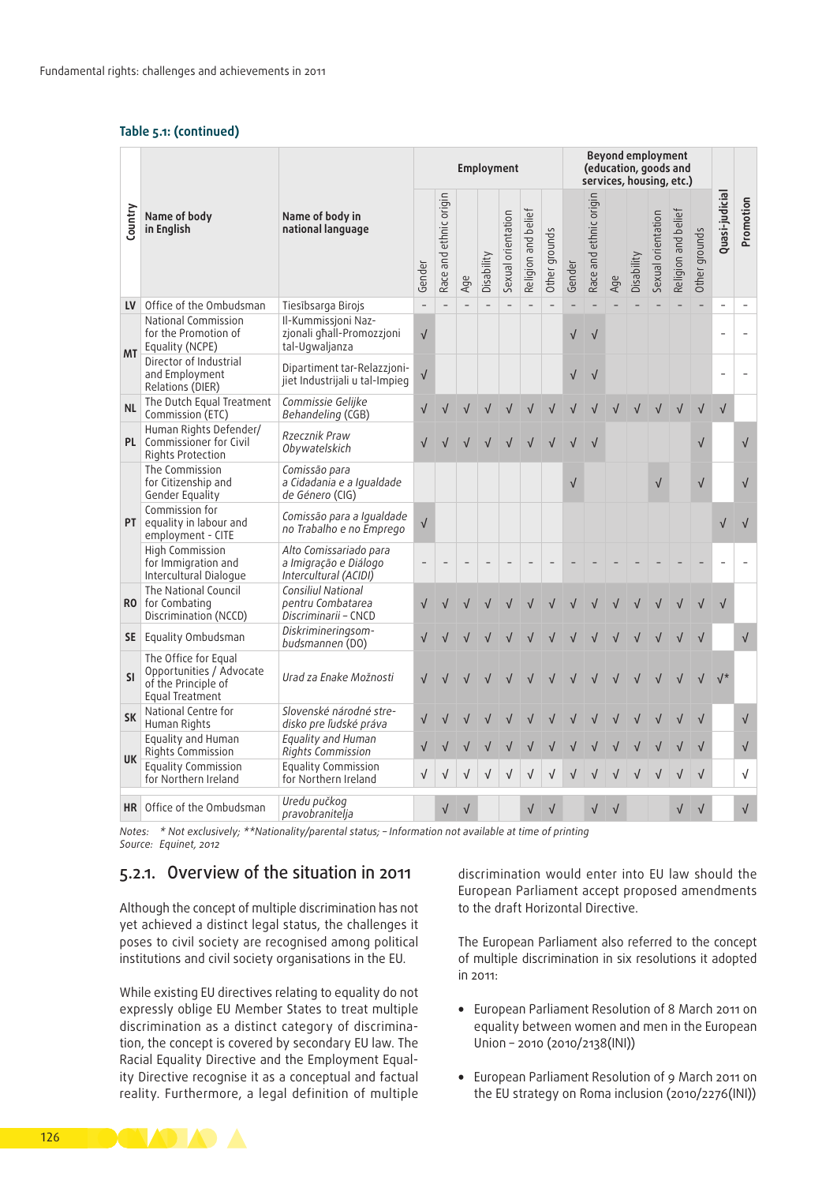**Table 5.1: (continued)**

| Country | Name of body in English | Name of body in national language | Employment | | | | | | | Beyond employment (education, goods and services, housing, etc.) | | | | | | | Quasi-judicial | Promotion |
|---|---|---|---|---|---|---|---|---|---|---|---|---|---|---|---|---|---|---|
| | | | Gender | Race and ethnic origin | Age | Disability | Sexual orientation | Religion and belief | Other grounds | Gender | Race and ethnic origin | Age | Disability | Sexual orientation | Religion and belief | Other grounds | | |
| LV | Office of the Ombudsman | Tiesībsarga Birojs | – | – | – | – | – | – | – | – | – | – | – | – | – | – | – | – |
| MT | National Commission for the Promotion of Equality (NCPE) | Il-Kummissjoni Nazzjonali għall-Promozzjoni tal-Ugwaljanza | √ | | | | | | | √ | √ | | | | | | – | – |
| MT | Director of Industrial and Employment Relations (DIER) | Dipartiment tar-Relazzjonijiet Industrijali u tal-Impieg | √ | | | | | | | √ | √ | | | | | | – | – |
| NL | The Dutch Equal Treatment Commission (ETC) | *Commissie Gelijke Behandeling (CGB)* | √ | √ | √ | √ | √ | √ | √ | √ | √ | √ | √ | √ | √ | √ | √ | |
| PL | Human Rights Defender/ Commissioner for Civil Rights Protection | *Rzecznik Praw Obywatelskich* | √ | √ | √ | √ | √ | √ | √ | √ | √ | | | | | √ | | √ |
| PT | The Commission for Citizenship and Gender Equality | *Comissão para a Cidadania e a Igualdade de Género (CIG)* | | | | | | | | √ | | | | √ | | √ | | √ |
| PT | Commission for equality in labour and employment - CITE | *Comissão para a Igualdade no Trabalho e no Emprego* | √ | | | | | | | | | | | | | | √ | √ |
| PT | High Commission for Immigration and Intercultural Dialogue | *Alto Comissariado para a Imigração e Diálogo Intercultural (ACIDI)* | – | – | – | – | – | – | – | – | – | – | – | – | – | – | – | – |
| RO | The National Council for Combating Discrimination (NCCD) | *Consiliul National pentru Combaterea Discriminarii – CNCD* | √ | √ | √ | √ | √ | √ | √ | √ | √ | √ | √ | √ | √ | √ | √ | |
| SE | Equality Ombudsman | *Diskrimineringsombudsmannen (DO)* | √ | √ | √ | √ | √ | √ | √ | √ | √ | √ | √ | √ | √ | √ | | √ |
| SI | The Office for Equal Opportunities / Advocate of the Principle of Equal Treatment | *Urad za Enake Možnosti* | √ | √ | √ | √ | √ | √ | √ | √ | √ | √ | √ | √ | √ | √ | √* | |
| SK | National Centre for Human Rights | *Slovenské národné stredisko pre ľudské práva* | √ | √ | √ | √ | √ | √ | √ | √ | √ | √ | √ | √ | √ | √ | | √ |
| UK | Equality and Human Rights Commission | *Equality and Human Rights Commission* | √ | √ | √ | √ | √ | √ | √ | √ | √ | √ | √ | √ | √ | √ | | √ |
| UK | Equality Commission for Northern Ireland | Equality Commission for Northern Ireland | √ | √ | √ | √ | √ | √ | √ | √ | √ | √ | √ | √ | √ | √ | | √ |
| HR | Office of the Ombudsman | *Uredu pučkog pravobranitelja* | | √ | √ | | | √ | √ | | √ | √ | | | √ | √ | | √ |

*Notes: * Not exclusively; **Nationality/parental status; – Information not available at time of printing*
*Source: Equinet, 2012*

## 5.2.1. Overview of the situation in 2011

Although the concept of multiple discrimination has not yet achieved a distinct legal status, the challenges it poses to civil society are recognised among political institutions and civil society organisations in the EU.

While existing EU directives relating to equality do not expressly oblige EU Member States to treat multiple discrimination as a distinct category of discrimination, the concept is covered by secondary EU law. The Racial Equality Directive and the Employment Equality Directive recognise it as a conceptual and factual reality. Furthermore, a legal definition of multiple discrimination would enter into EU law should the European Parliament accept proposed amendments to the draft Horizontal Directive.

The European Parliament also referred to the concept of multiple discrimination in six resolutions it adopted in 2011:

- European Parliament Resolution of 8 March 2011 on equality between women and men in the European Union – 2010 (2010/2138(INI))
- European Parliament Resolution of 9 March 2011 on the EU strategy on Roma inclusion (2010/2276(INI))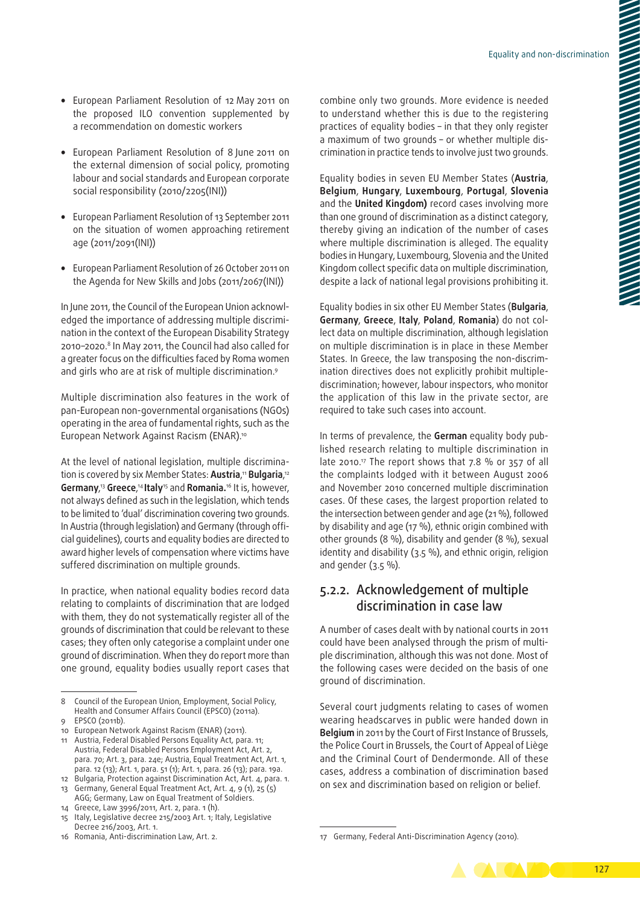- European Parliament Resolution of 12 May 2011 on the proposed ILO convention supplemented by a recommendation on domestic workers

- European Parliament Resolution of 8 June 2011 on the external dimension of social policy, promoting labour and social standards and European corporate social responsibility (2010/2205(INI))

- European Parliament Resolution of 13 September 2011 on the situation of women approaching retirement age (2011/2091(INI))

- European Parliament Resolution of 26 October 2011 on the Agenda for New Skills and Jobs (2011/2067(INI))

In June 2011, the Council of the European Union acknowledged the importance of addressing multiple discrimination in the context of the European Disability Strategy 2010–2020.[8] In May 2011, the Council had also called for a greater focus on the difficulties faced by Roma women and girls who are at risk of multiple discrimination.[9]

Multiple discrimination also features in the work of pan-European non-governmental organisations (NGOs) operating in the area of fundamental rights, such as the European Network Against Racism (ENAR).[10]

At the level of national legislation, multiple discrimination is covered by six Member States: **Austria**,[11] **Bulgaria**,[12] **Germany**,[13] **Greece**,[14] **Italy**[15] and **Romania.**[16] It is, however, not always defined as such in the legislation, which tends to be limited to 'dual' discrimination covering two grounds. In Austria (through legislation) and Germany (through official guidelines), courts and equality bodies are directed to award higher levels of compensation where victims have suffered discrimination on multiple grounds.

In practice, when national equality bodies record data relating to complaints of discrimination that are lodged with them, they do not systematically register all of the grounds of discrimination that could be relevant to these cases; they often only categorise a complaint under one ground of discrimination. When they do report more than one ground, equality bodies usually report cases that combine only two grounds. More evidence is needed to understand whether this is due to the registering practices of equality bodies – in that they only register a maximum of two grounds – or whether multiple discrimination in practice tends to involve just two grounds.

Equality bodies in seven EU Member States (**Austria**, **Belgium**, **Hungary**, **Luxembourg**, **Portugal**, **Slovenia** and the **United Kingdom)** record cases involving more than one ground of discrimination as a distinct category, thereby giving an indication of the number of cases where multiple discrimination is alleged. The equality bodies in Hungary, Luxembourg, Slovenia and the United Kingdom collect specific data on multiple discrimination, despite a lack of national legal provisions prohibiting it.

Equality bodies in six other EU Member States (**Bulgaria**, **Germany**, **Greece**, **Italy**, **Poland**, **Romania**) do not collect data on multiple discrimination, although legislation on multiple discrimination is in place in these Member States. In Greece, the law transposing the non-discrimination directives does not explicitly prohibit multiple-discrimination; however, labour inspectors, who monitor the application of this law in the private sector, are required to take such cases into account.

In terms of prevalence, the **German** equality body published research relating to multiple discrimination in late 2010.[17] The report shows that 7.8 % or 357 of all the complaints lodged with it between August 2006 and November 2010 concerned multiple discrimination cases. Of these cases, the largest proportion related to the intersection between gender and age (21 %), followed by disability and age (17 %), ethnic origin combined with other grounds (8 %), disability and gender (8 %), sexual identity and disability (3.5 %), and ethnic origin, religion and gender (3.5 %).

## 5.2.2. Acknowledgement of multiple discrimination in case law

A number of cases dealt with by national courts in 2011 could have been analysed through the prism of multiple discrimination, although this was not done. Most of the following cases were decided on the basis of one ground of discrimination.

Several court judgments relating to cases of women wearing headscarves in public were handed down in **Belgium** in 2011 by the Court of First Instance of Brussels, the Police Court in Brussels, the Court of Appeal of Liège and the Criminal Court of Dendermonde. All of these cases, address a combination of discrimination based on sex and discrimination based on religion or belief.

---

8 Council of the European Union, Employment, Social Policy, Health and Consumer Affairs Council (EPSCO) (2011a).
9 EPSCO (2011b).
10 European Network Against Racism (ENAR) (2011).
11 Austria, Federal Disabled Persons Equality Act, para. 11; Austria, Federal Disabled Persons Employment Act, Art. 2, para. 7o; Art. 3, para. 24e; Austria, Equal Treatment Act, Art. 1, para. 12 (13); Art. 1, para. 51 (1); Art. 1, para. 26 (13); para. 19a.
12 Bulgaria, Protection against Discrimination Act, Art. 4, para. 1.
13 Germany, General Equal Treatment Act, Art. 4, 9 (1), 25 (5) AGG; Germany, Law on Equal Treatment of Soldiers.
14 Greece, Law 3996/2011, Art. 2, para. 1 (h).
15 Italy, Legislative decree 215/2003 Art. 1; Italy, Legislative Decree 216/2003, Art. 1.
16 Romania, Anti-discrimination Law, Art. 2.
17 Germany, Federal Anti-Discrimination Agency (2010).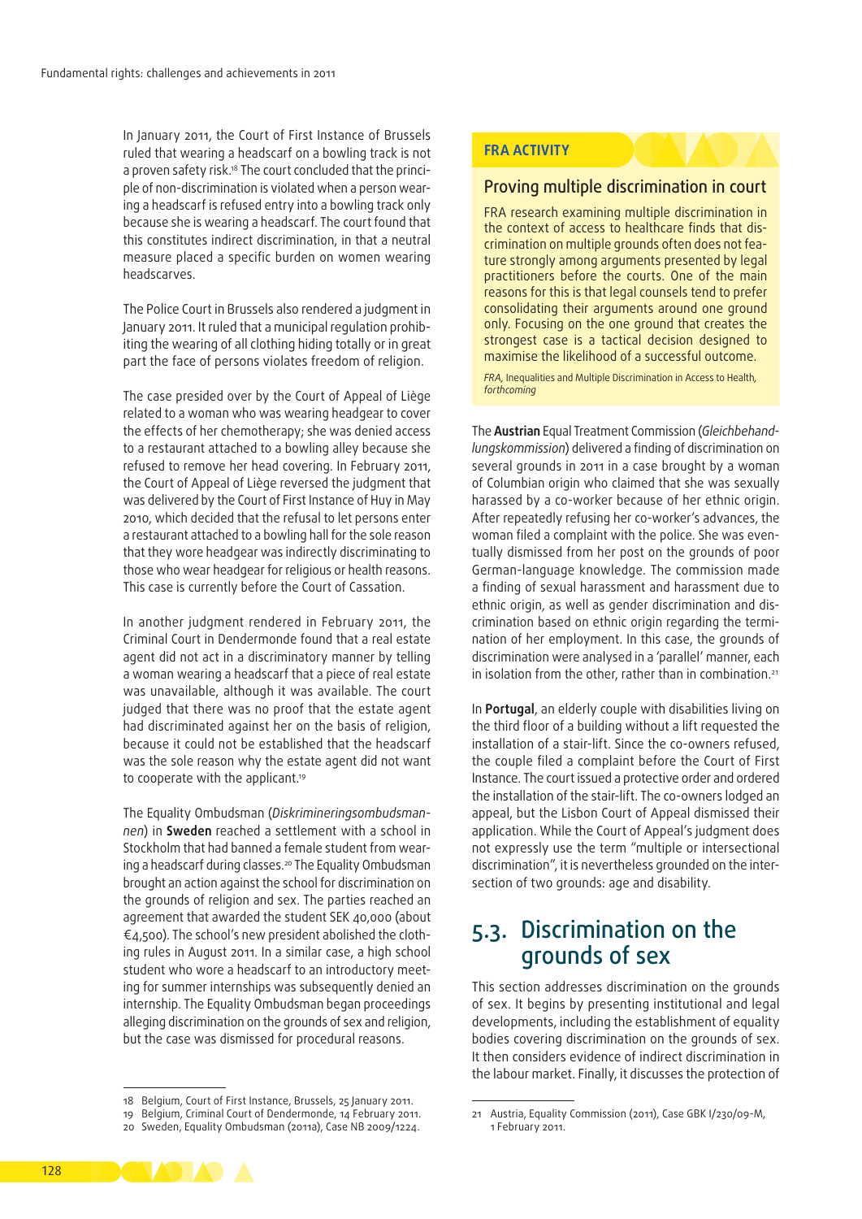In January 2011, the Court of First Instance of Brussels ruled that wearing a headscarf on a bowling track is not a proven safety risk.[18] The court concluded that the principle of non-discrimination is violated when a person wearing a headscarf is refused entry into a bowling track only because she is wearing a headscarf. The court found that this constitutes indirect discrimination, in that a neutral measure placed a specific burden on women wearing headscarves.

The Police Court in Brussels also rendered a judgment in January 2011. It ruled that a municipal regulation prohibiting the wearing of all clothing hiding totally or in great part the face of persons violates freedom of religion.

The case presided over by the Court of Appeal of Liège related to a woman who was wearing headgear to cover the effects of her chemotherapy; she was denied access to a restaurant attached to a bowling alley because she refused to remove her head covering. In February 2011, the Court of Appeal of Liège reversed the judgment that was delivered by the Court of First Instance of Huy in May 2010, which decided that the refusal to let persons enter a restaurant attached to a bowling hall for the sole reason that they wore headgear was indirectly discriminating to those who wear headgear for religious or health reasons. This case is currently before the Court of Cassation.

In another judgment rendered in February 2011, the Criminal Court in Dendermonde found that a real estate agent did not act in a discriminatory manner by telling a woman wearing a headscarf that a piece of real estate was unavailable, although it was available. The court judged that there was no proof that the estate agent had discriminated against her on the basis of religion, because it could not be established that the headscarf was the sole reason why the estate agent did not want to cooperate with the applicant.[19]

The Equality Ombudsman (*Diskrimineringsombudsmannen*) in **Sweden** reached a settlement with a school in Stockholm that had banned a female student from wearing a headscarf during classes.[20] The Equality Ombudsman brought an action against the school for discrimination on the grounds of religion and sex. The parties reached an agreement that awarded the student SEK 40,000 (about €4,500). The school's new president abolished the clothing rules in August 2011. In a similar case, a high school student who wore a headscarf to an introductory meeting for summer internships was subsequently denied an internship. The Equality Ombudsman began proceedings alleging discrimination on the grounds of sex and religion, but the case was dismissed for procedural reasons.

> **FRA ACTIVITY**
>
> ### Proving multiple discrimination in court
>
> FRA research examining multiple discrimination in the context of access to healthcare finds that discrimination on multiple grounds often does not feature strongly among arguments presented by legal practitioners before the courts. One of the main reasons for this is that legal counsels tend to prefer consolidating their arguments around one ground only. Focusing on the one ground that creates the strongest case is a tactical decision designed to maximise the likelihood of a successful outcome.
>
> *FRA, Inequalities and Multiple Discrimination in Access to Health, forthcoming*

The **Austrian** Equal Treatment Commission (*Gleichbehandlungskommission*) delivered a finding of discrimination on several grounds in 2011 in a case brought by a woman of Columbian origin who claimed that she was sexually harassed by a co-worker because of her ethnic origin. After repeatedly refusing her co-worker's advances, the woman filed a complaint with the police. She was eventually dismissed from her post on the grounds of poor German-language knowledge. The commission made a finding of sexual harassment and harassment due to ethnic origin, as well as gender discrimination and discrimination based on ethnic origin regarding the termination of her employment. In this case, the grounds of discrimination were analysed in a 'parallel' manner, each in isolation from the other, rather than in combination.[21]

In **Portugal**, an elderly couple with disabilities living on the third floor of a building without a lift requested the installation of a stair-lift. Since the co-owners refused, the couple filed a complaint before the Court of First Instance. The court issued a protective order and ordered the installation of the stair-lift. The co-owners lodged an appeal, but the Lisbon Court of Appeal dismissed their application. While the Court of Appeal's judgment does not expressly use the term "multiple or intersectional discrimination", it is nevertheless grounded on the intersection of two grounds: age and disability.

## 5.3. Discrimination on the grounds of sex

This section addresses discrimination on the grounds of sex. It begins by presenting institutional and legal developments, including the establishment of equality bodies covering discrimination on the grounds of sex. It then considers evidence of indirect discrimination in the labour market. Finally, it discusses the protection of

---

18 Belgium, Court of First Instance, Brussels, 25 January 2011.

19 Belgium, Criminal Court of Dendermonde, 14 February 2011.

20 Sweden, Equality Ombudsman (2011a), Case NB 2009/1224.

21 Austria, Equality Commission (2011), Case GBK I/230/09-M, 1 February 2011.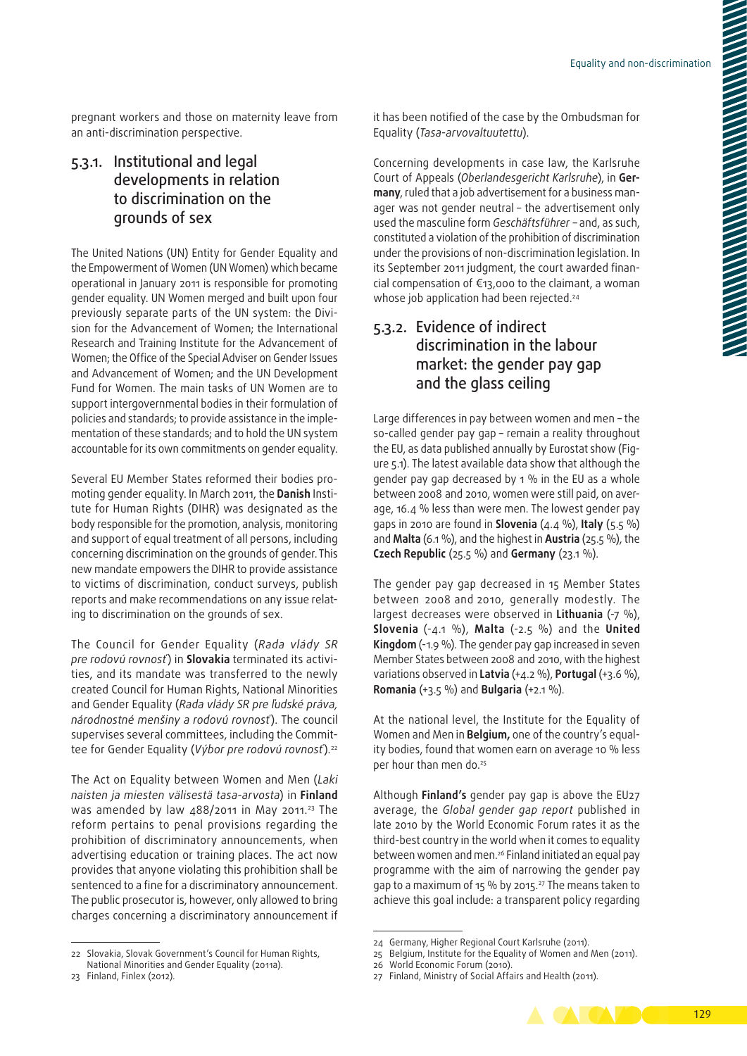pregnant workers and those on maternity leave from an anti-discrimination perspective.

### 5.3.1. Institutional and legal developments in relation to discrimination on the grounds of sex

The United Nations (UN) Entity for Gender Equality and the Empowerment of Women (UN Women) which became operational in January 2011 is responsible for promoting gender equality. UN Women merged and built upon four previously separate parts of the UN system: the Division for the Advancement of Women; the International Research and Training Institute for the Advancement of Women; the Office of the Special Adviser on Gender Issues and Advancement of Women; and the UN Development Fund for Women. The main tasks of UN Women are to support intergovernmental bodies in their formulation of policies and standards; to provide assistance in the implementation of these standards; and to hold the UN system accountable for its own commitments on gender equality.

Several EU Member States reformed their bodies promoting gender equality. In March 2011, the **Danish** Institute for Human Rights (DIHR) was designated as the body responsible for the promotion, analysis, monitoring and support of equal treatment of all persons, including concerning discrimination on the grounds of gender. This new mandate empowers the DIHR to provide assistance to victims of discrimination, conduct surveys, publish reports and make recommendations on any issue relating to discrimination on the grounds of sex.

The Council for Gender Equality (*Rada vlády SR pre rodovú rovnosť*) in **Slovakia** terminated its activities, and its mandate was transferred to the newly created Council for Human Rights, National Minorities and Gender Equality (*Rada vlády SR pre ľudské práva, národnostné menšiny a rodovú rovnosť*). The council supervises several committees, including the Committee for Gender Equality (*Výbor pre rodovú rovnosť*).[22]

The Act on Equality between Women and Men (*Laki naisten ja miesten välisestä tasa-arvosta*) in **Finland** was amended by law 488/2011 in May 2011.[23] The reform pertains to penal provisions regarding the prohibition of discriminatory announcements, when advertising education or training places. The act now provides that anyone violating this prohibition shall be sentenced to a fine for a discriminatory announcement. The public prosecutor is, however, only allowed to bring charges concerning a discriminatory announcement if it has been notified of the case by the Ombudsman for Equality (*Tasa-arvovaltuutettu*).

Concerning developments in case law, the Karlsruhe Court of Appeals (*Oberlandesgericht Karlsruhe*), in **Germany**, ruled that a job advertisement for a business manager was not gender neutral – the advertisement only used the masculine form *Geschäftsführer* – and, as such, constituted a violation of the prohibition of discrimination under the provisions of non-discrimination legislation. In its September 2011 judgment, the court awarded financial compensation of €13,000 to the claimant, a woman whose job application had been rejected.[24]

### 5.3.2. Evidence of indirect discrimination in the labour market: the gender pay gap and the glass ceiling

Large differences in pay between women and men – the so-called gender pay gap – remain a reality throughout the EU, as data published annually by Eurostat show (Figure 5.1). The latest available data show that although the gender pay gap decreased by 1 % in the EU as a whole between 2008 and 2010, women were still paid, on average, 16.4 % less than were men. The lowest gender pay gaps in 2010 are found in **Slovenia** (4.4 %), **Italy** (5.5 %) and **Malta** (6.1 %), and the highest in **Austria** (25.5 %), the **Czech Republic** (25.5 %) and **Germany** (23.1 %).

The gender pay gap decreased in 15 Member States between 2008 and 2010, generally modestly. The largest decreases were observed in **Lithuania** (-7 %), **Slovenia** (-4.1 %), **Malta** (-2.5 %) and the **United Kingdom** (-1.9 %). The gender pay gap increased in seven Member States between 2008 and 2010, with the highest variations observed in **Latvia** (+4.2 %), **Portugal** (+3.6 %), **Romania** (+3.5 %) and **Bulgaria** (+2.1 %).

At the national level, the Institute for the Equality of Women and Men in **Belgium,** one of the country's equality bodies, found that women earn on average 10 % less per hour than men do.[25]

Although **Finland's** gender pay gap is above the EU27 average, the *Global gender gap report* published in late 2010 by the World Economic Forum rates it as the third-best country in the world when it comes to equality between women and men.[26] Finland initiated an equal pay programme with the aim of narrowing the gender pay gap to a maximum of 15 % by 2015.[27] The means taken to achieve this goal include: a transparent policy regarding

---

22 Slovakia, Slovak Government's Council for Human Rights, National Minorities and Gender Equality (2011a).

23 Finland, Finlex (2012).

24 Germany, Higher Regional Court Karlsruhe (2011).

25 Belgium, Institute for the Equality of Women and Men (2011).

26 World Economic Forum (2010).

27 Finland, Ministry of Social Affairs and Health (2011).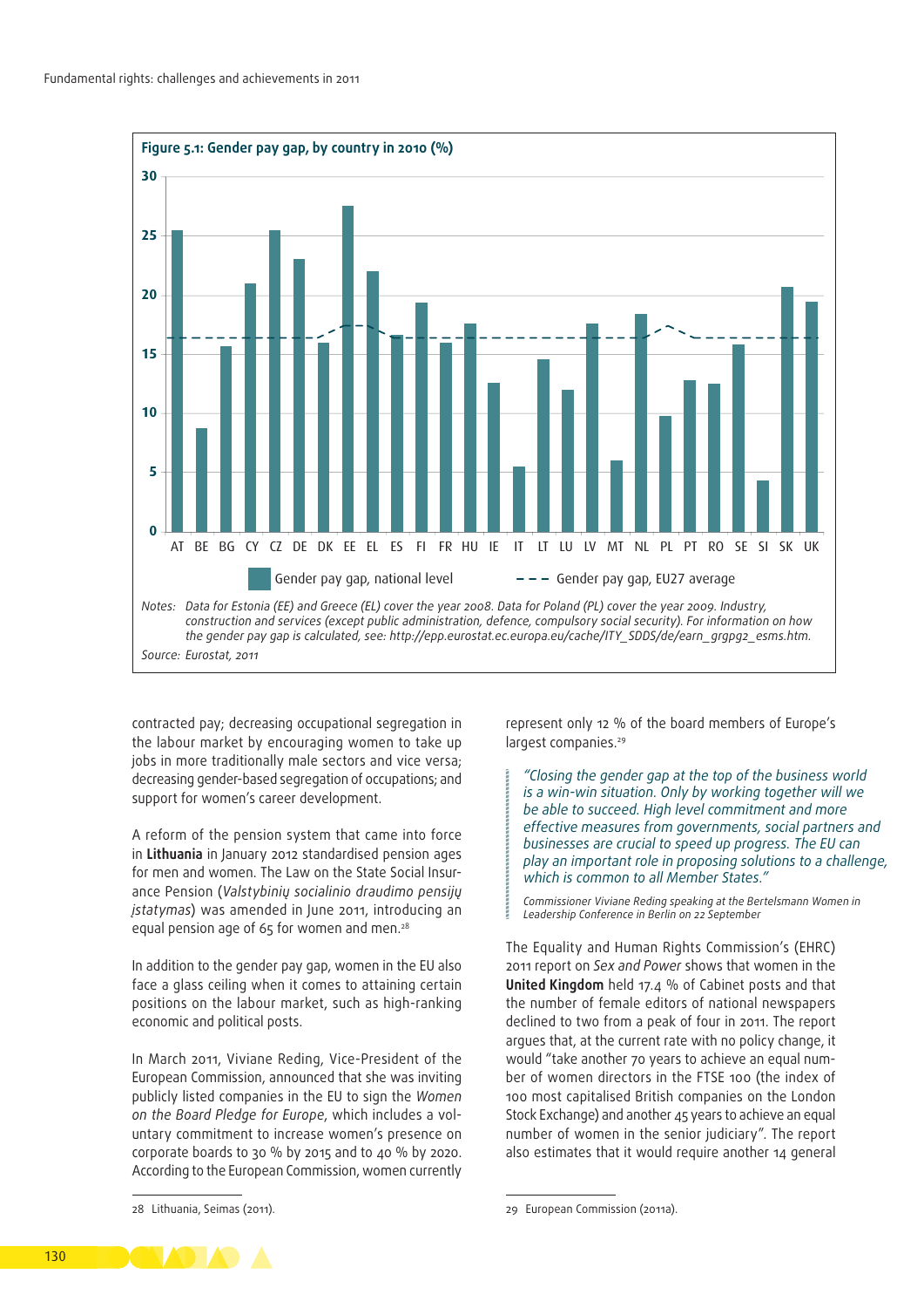**Figure 5.1: Gender pay gap, by country in 2010 (%)**

Legend: Gender pay gap, national level; Gender pay gap, EU27 average

Countries: AT, BE, BG, CY, CZ, DE, DK, EE, EL, ES, FI, FR, HU, IE, IT, LT, LU, LV, MT, NL, PL, PT, RO, SE, SI, SK, UK

*Notes:* *Data for Estonia (EE) and Greece (EL) cover the year 2008. Data for Poland (PL) cover the year 2009. Industry, construction and services (except public administration, defence, compulsory social security). For information on how the gender pay gap is calculated, see: http://epp.eurostat.ec.europa.eu/cache/ITY_SDDS/de/earn_grgpg2_esms.htm.*

*Source:* *Eurostat, 2011*

contracted pay; decreasing occupational segregation in the labour market by encouraging women to take up jobs in more traditionally male sectors and vice versa; decreasing gender-based segregation of occupations; and support for women's career development.

A reform of the pension system that came into force in **Lithuania** in January 2012 standardised pension ages for men and women. The Law on the State Social Insurance Pension (*Valstybinių socialinio draudimo pensijų įstatymas*) was amended in June 2011, introducing an equal pension age of 65 for women and men.[28]

In addition to the gender pay gap, women in the EU also face a glass ceiling when it comes to attaining certain positions on the labour market, such as high-ranking economic and political posts.

In March 2011, Viviane Reding, Vice-President of the European Commission, announced that she was inviting publicly listed companies in the EU to sign the *Women on the Board Pledge for Europe*, which includes a voluntary commitment to increase women's presence on corporate boards to 30 % by 2015 and to 40 % by 2020. According to the European Commission, women currently represent only 12 % of the board members of Europe's largest companies.[29]

> *"Closing the gender gap at the top of the business world is a win-win situation. Only by working together will we be able to succeed. High level commitment and more effective measures from governments, social partners and businesses are crucial to speed up progress. The EU can play an important role in proposing solutions to a challenge, which is common to all Member States."*
>
> *Commissioner Viviane Reding speaking at the Bertelsmann Women in Leadership Conference in Berlin on 22 September*

The Equality and Human Rights Commission's (EHRC) 2011 report on *Sex and Power* shows that women in the **United Kingdom** held 17.4 % of Cabinet posts and that the number of female editors of national newspapers declined to two from a peak of four in 2011. The report argues that, at the current rate with no policy change, it would "take another 70 years to achieve an equal number of women directors in the FTSE 100 (the index of 100 most capitalised British companies on the London Stock Exchange) and another 45 years to achieve an equal number of women in the senior judiciary". The report also estimates that it would require another 14 general

28 Lithuania, Seimas (2011).

29 European Commission (2011a).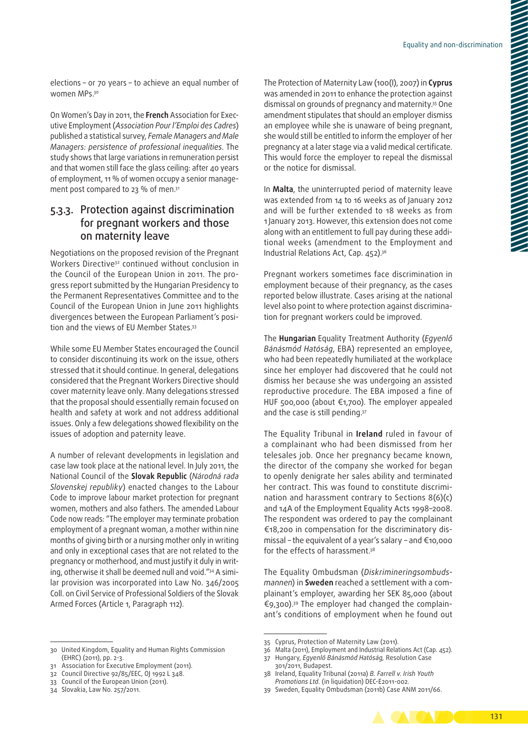elections – or 70 years – to achieve an equal number of women MPs.[30]

On Women's Day in 2011, the **French** Association for Executive Employment (*Association Pour l'Emploi des Cadres*) published a statistical survey, *Female Managers and Male Managers: persistence of professional inequalities*. The study shows that large variations in remuneration persist and that women still face the glass ceiling: after 40 years of employment, 11 % of women occupy a senior management post compared to 23 % of men.[31]

### 5.3.3. Protection against discrimination for pregnant workers and those on maternity leave

Negotiations on the proposed revision of the Pregnant Workers Directive[32] continued without conclusion in the Council of the European Union in 2011. The progress report submitted by the Hungarian Presidency to the Permanent Representatives Committee and to the Council of the European Union in June 2011 highlights divergences between the European Parliament's position and the views of EU Member States.[33]

While some EU Member States encouraged the Council to consider discontinuing its work on the issue, others stressed that it should continue. In general, delegations considered that the Pregnant Workers Directive should cover maternity leave only. Many delegations stressed that the proposal should essentially remain focused on health and safety at work and not address additional issues. Only a few delegations showed flexibility on the issues of adoption and paternity leave.

A number of relevant developments in legislation and case law took place at the national level. In July 2011, the National Council of the **Slovak Republic** (*Národná rada Slovenskej republiky*) enacted changes to the Labour Code to improve labour market protection for pregnant women, mothers and also fathers. The amended Labour Code now reads: "The employer may terminate probation employment of a pregnant woman, a mother within nine months of giving birth or a nursing mother only in writing and only in exceptional cases that are not related to the pregnancy or motherhood, and must justify it by in writing, otherwise it shall be deemed null and void."[34] A similar provision was incorporated into Law No. 346/2005 Coll. on Civil Service of Professional Soldiers of the Slovak Armed Forces (Article 1, Paragraph 112).

The Protection of Maternity Law (100(I), 2007) in **Cyprus** was amended in 2011 to enhance the protection against dismissal on grounds of pregnancy and maternity.[35] One amendment stipulates that should an employer dismiss an employee while she is unaware of being pregnant, she would still be entitled to inform the employer of her pregnancy at a later stage via a valid medical certificate. This would force the employer to repeal the dismissal or the notice for dismissal.

In **Malta**, the uninterrupted period of maternity leave was extended from 14 to 16 weeks as of January 2012 and will be further extended to 18 weeks as from 1 January 2013. However, this extension does not come along with an entitlement to full pay during these additional weeks (amendment to the Employment and Industrial Relations Act, Cap. 452).[36]

Pregnant workers sometimes face discrimination in employment because of their pregnancy, as the cases reported below illustrate. Cases arising at the national level also point to where protection against discrimination for pregnant workers could be improved.

The **Hungarian** Equality Treatment Authority (*Egyenlő Bánásmód Hatóság*, EBA) represented an employee, who had been repeatedly humiliated at the workplace since her employer had discovered that he could not dismiss her because she was undergoing an assisted reproductive procedure. The EBA imposed a fine of HUF 500,000 (about €1,700). The employer appealed and the case is still pending.[37]

The Equality Tribunal in **Ireland** ruled in favour of a complainant who had been dismissed from her telesales job. Once her pregnancy became known, the director of the company she worked for began to openly denigrate her sales ability and terminated her contract. This was found to constitute discrimination and harassment contrary to Sections 8(6)(c) and 14A of the Employment Equality Acts 1998–2008. The respondent was ordered to pay the complainant €18,200 in compensation for the discriminatory dismissal – the equivalent of a year's salary – and €10,000 for the effects of harassment.[38]

The Equality Ombudsman (*Diskrimineringsombudsmannen*) in **Sweden** reached a settlement with a complainant's employer, awarding her SEK 85,000 (about €9,300).[39] The employer had changed the complainant's conditions of employment when he found out

---

30 United Kingdom, Equality and Human Rights Commission (EHRC) (2011), pp. 2-3.

31 Association for Executive Employment (2011).

32 Council Directive 92/85/EEC, OJ 1992 L 348.

33 Council of the European Union (2011).

34 Slovakia, Law No. 257/2011.

35 Cyprus, Protection of Maternity Law (2011).

36 Malta (2011), Employment and Industrial Relations Act (Cap. 452).

37 Hungary, *Egyenlő Bánásmód Hatóság*, Resolution Case 301/2011, Budapest.

38 Ireland, Equality Tribunal (2011a) *B. Farrell v. Irish Youth Promotions Ltd.* (in liquidation) DEC-E2011-002.

39 Sweden, Equality Ombudsman (2011b) Case ANM 2011/66.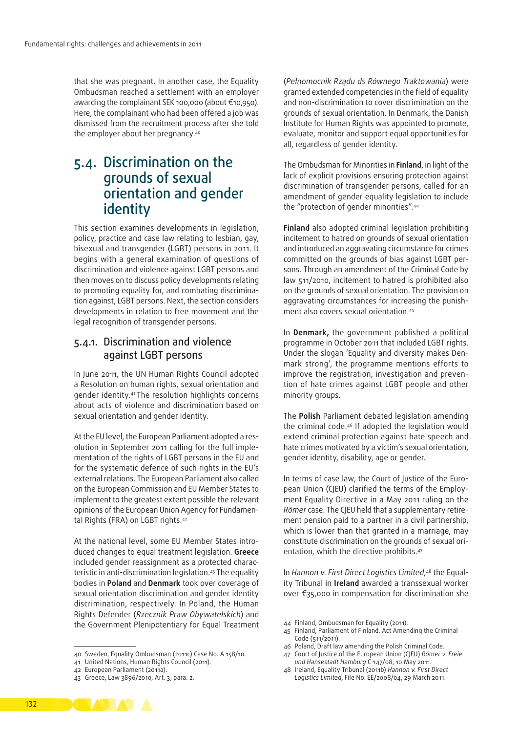that she was pregnant. In another case, the Equality Ombudsman reached a settlement with an employer awarding the complainant SEK 100,000 (about €10,950). Here, the complainant who had been offered a job was dismissed from the recruitment process after she told the employer about her pregnancy.[40]

## 5.4. Discrimination on the grounds of sexual orientation and gender identity

This section examines developments in legislation, policy, practice and case law relating to lesbian, gay, bisexual and transgender (LGBT) persons in 2011. It begins with a general examination of questions of discrimination and violence against LGBT persons and then moves on to discuss policy developments relating to promoting equality for, and combating discrimination against, LGBT persons. Next, the section considers developments in relation to free movement and the legal recognition of transgender persons.

### 5.4.1. Discrimination and violence against LGBT persons

In June 2011, the UN Human Rights Council adopted a Resolution on human rights, sexual orientation and gender identity.[41] The resolution highlights concerns about acts of violence and discrimination based on sexual orientation and gender identity.

At the EU level, the European Parliament adopted a resolution in September 2011 calling for the full implementation of the rights of LGBT persons in the EU and for the systematic defence of such rights in the EU's external relations. The European Parliament also called on the European Commission and EU Member States to implement to the greatest extent possible the relevant opinions of the European Union Agency for Fundamental Rights (FRA) on LGBT rights.[42]

At the national level, some EU Member States introduced changes to equal treatment legislation. **Greece** included gender reassignment as a protected characteristic in anti-discrimination legislation.[43] The equality bodies in **Poland** and **Denmark** took over coverage of sexual orientation discrimination and gender identity discrimination, respectively. In Poland, the Human Rights Defender (*Rzecznik Praw Obywatelskich*) and the Government Plenipotentiary for Equal Treatment (*Pełnomocnik Rządu ds Równego Traktowania*) were granted extended competencies in the field of equality and non-discrimination to cover discrimination on the grounds of sexual orientation. In Denmark, the Danish Institute for Human Rights was appointed to promote, evaluate, monitor and support equal opportunities for all, regardless of gender identity.

The Ombudsman for Minorities in **Finland**, in light of the lack of explicit provisions ensuring protection against discrimination of transgender persons, called for an amendment of gender equality legislation to include the "protection of gender minorities".[44]

**Finland** also adopted criminal legislation prohibiting incitement to hatred on grounds of sexual orientation and introduced an aggravating circumstance for crimes committed on the grounds of bias against LGBT persons. Through an amendment of the Criminal Code by law 511/2010, incitement to hatred is prohibited also on the grounds of sexual orientation. The provision on aggravating circumstances for increasing the punishment also covers sexual orientation.[45]

In **Denmark,** the government published a political programme in October 2011 that included LGBT rights. Under the slogan 'Equality and diversity makes Denmark strong', the programme mentions efforts to improve the registration, investigation and prevention of hate crimes against LGBT people and other minority groups.

The **Polish** Parliament debated legislation amending the criminal code.[46] If adopted the legislation would extend criminal protection against hate speech and hate crimes motivated by a victim's sexual orientation, gender identity, disability, age or gender.

In terms of case law, the Court of Justice of the European Union (CJEU) clarified the terms of the Employment Equality Directive in a May 2011 ruling on the *Römer* case. The CJEU held that a supplementary retirement pension paid to a partner in a civil partnership, which is lower than that granted in a marriage, may constitute discrimination on the grounds of sexual orientation, which the directive prohibits.[47]

In *Hannon v. First Direct Logistics Limited*,[48] the Equality Tribunal in **Ireland** awarded a transsexual worker over €35,000 in compensation for discrimination she

---

40 Sweden, Equality Ombudsman (2011c) Case No. A 158/10.

41 United Nations, Human Rights Council (2011).

42 European Parliament (2011a).

43 Greece, Law 3896/2010, Art. 3, para. 2.

44 Finland, Ombudsman for Equality (2011).

45 Finland, Parliament of Finland, Act Amending the Criminal Code (511/2011).

46 Poland, Draft law amending the Polish Criminal Code.

47 Court of Justice of the European Union (CJEU) *Römer v. Freie und Hansestadt Hamburg* C-147/08, 10 May 2011.

48 Ireland, Equality Tribunal (2011b) *Hannon v. First Direct Logistics Limited*, File No. EE/2008/04, 29 March 2011.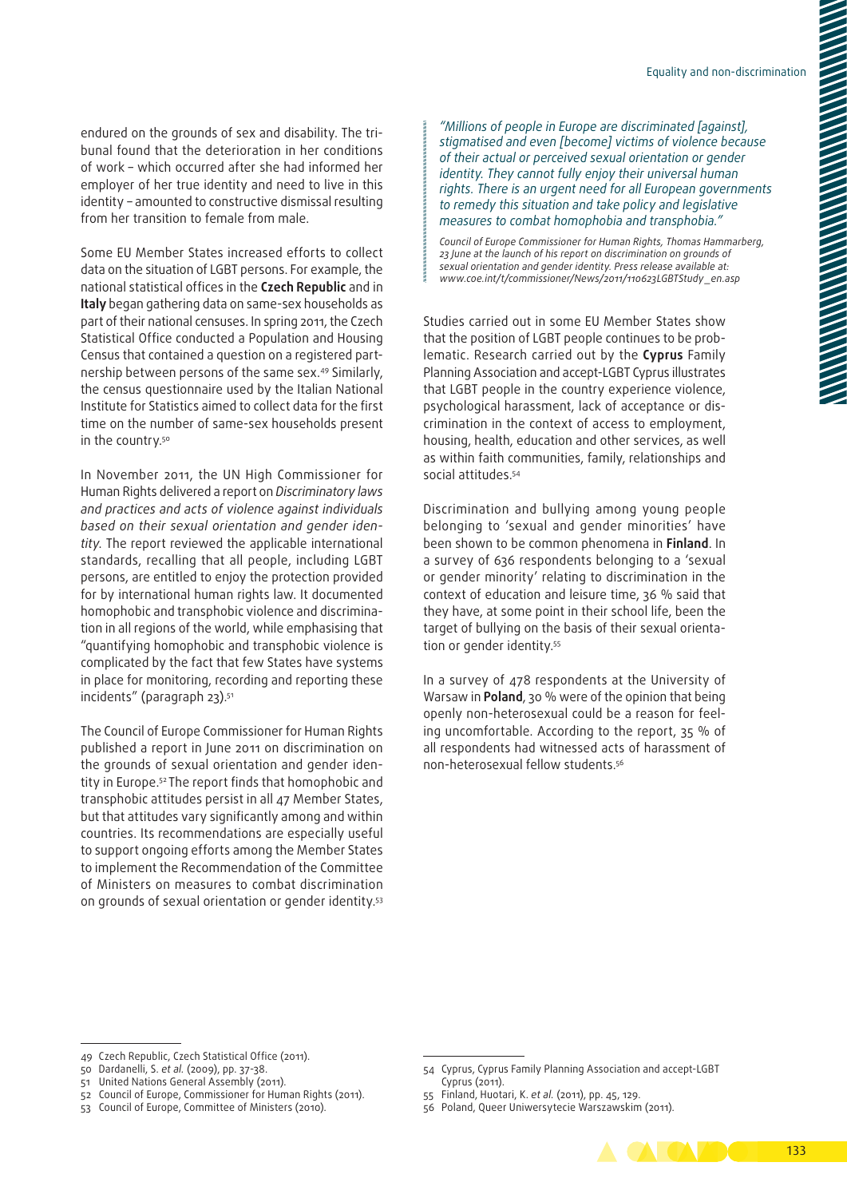endured on the grounds of sex and disability. The tribunal found that the deterioration in her conditions of work – which occurred after she had informed her employer of her true identity and need to live in this identity – amounted to constructive dismissal resulting from her transition to female from male.

Some EU Member States increased efforts to collect data on the situation of LGBT persons. For example, the national statistical offices in the **Czech Republic** and in **Italy** began gathering data on same-sex households as part of their national censuses. In spring 2011, the Czech Statistical Office conducted a Population and Housing Census that contained a question on a registered partnership between persons of the same sex.[49] Similarly, the census questionnaire used by the Italian National Institute for Statistics aimed to collect data for the first time on the number of same-sex households present in the country.[50]

In November 2011, the UN High Commissioner for Human Rights delivered a report on *Discriminatory laws and practices and acts of violence against individuals based on their sexual orientation and gender identity*. The report reviewed the applicable international standards, recalling that all people, including LGBT persons, are entitled to enjoy the protection provided for by international human rights law. It documented homophobic and transphobic violence and discrimination in all regions of the world, while emphasising that "quantifying homophobic and transphobic violence is complicated by the fact that few States have systems in place for monitoring, recording and reporting these incidents" (paragraph 23).[51]

The Council of Europe Commissioner for Human Rights published a report in June 2011 on discrimination on the grounds of sexual orientation and gender identity in Europe.[52] The report finds that homophobic and transphobic attitudes persist in all 47 Member States, but that attitudes vary significantly among and within countries. Its recommendations are especially useful to support ongoing efforts among the Member States to implement the Recommendation of the Committee of Ministers on measures to combat discrimination on grounds of sexual orientation or gender identity.[53]

> *"Millions of people in Europe are discriminated [against], stigmatised and even [become] victims of violence because of their actual or perceived sexual orientation or gender identity. They cannot fully enjoy their universal human rights. There is an urgent need for all European governments to remedy this situation and take policy and legislative measures to combat homophobia and transphobia."*
>
> *Council of Europe Commissioner for Human Rights, Thomas Hammarberg, 23 June at the launch of his report on discrimination on grounds of sexual orientation and gender identity. Press release available at: www.coe.int/t/commissioner/News/2011/110623LGBTStudy_en.asp*

Studies carried out in some EU Member States show that the position of LGBT people continues to be problematic. Research carried out by the **Cyprus** Family Planning Association and accept-LGBT Cyprus illustrates that LGBT people in the country experience violence, psychological harassment, lack of acceptance or discrimination in the context of access to employment, housing, health, education and other services, as well as within faith communities, family, relationships and social attitudes.[54]

Discrimination and bullying among young people belonging to 'sexual and gender minorities' have been shown to be common phenomena in **Finland**. In a survey of 636 respondents belonging to a 'sexual or gender minority' relating to discrimination in the context of education and leisure time, 36 % said that they have, at some point in their school life, been the target of bullying on the basis of their sexual orientation or gender identity.[55]

In a survey of 478 respondents at the University of Warsaw in **Poland**, 30 % were of the opinion that being openly non-heterosexual could be a reason for feeling uncomfortable. According to the report, 35 % of all respondents had witnessed acts of harassment of non-heterosexual fellow students.[56]

---

49 Czech Republic, Czech Statistical Office (2011).
50 Dardanelli, S. *et al.* (2009), pp. 37-38.
51 United Nations General Assembly (2011).
52 Council of Europe, Commissioner for Human Rights (2011).
53 Council of Europe, Committee of Ministers (2010).
54 Cyprus, Cyprus Family Planning Association and accept-LGBT Cyprus (2011).
55 Finland, Huotari, K. *et al.* (2011), pp. 45, 129.
56 Poland, Queer Uniwersytecie Warszawskim (2011).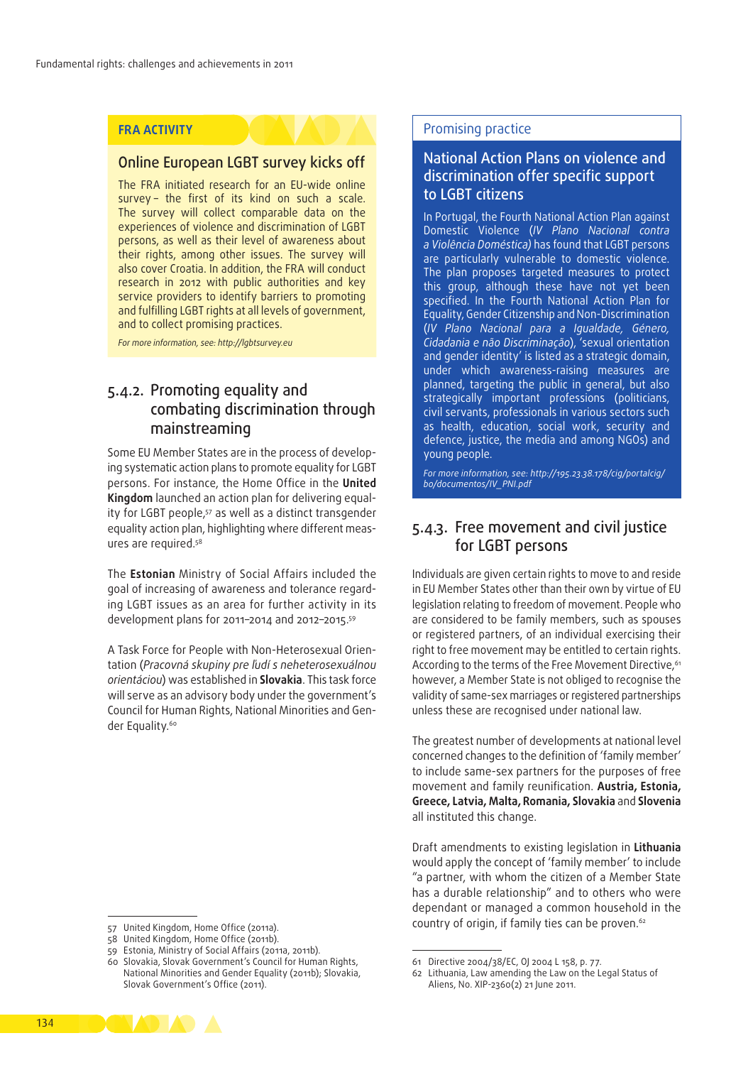**FRA ACTIVITY**

### Online European LGBT survey kicks off

The FRA initiated research for an EU-wide online survey – the first of its kind on such a scale. The survey will collect comparable data on the experiences of violence and discrimination of LGBT persons, as well as their level of awareness about their rights, among other issues. The survey will also cover Croatia. In addition, the FRA will conduct research in 2012 with public authorities and key service providers to identify barriers to promoting and fulfilling LGBT rights at all levels of government, and to collect promising practices.

*For more information, see: http://lgbtsurvey.eu*

## 5.4.2. Promoting equality and combating discrimination through mainstreaming

Some EU Member States are in the process of developing systematic action plans to promote equality for LGBT persons. For instance, the Home Office in the **United Kingdom** launched an action plan for delivering equality for LGBT people,[57] as well as a distinct transgender equality action plan, highlighting where different measures are required.[58]

The **Estonian** Ministry of Social Affairs included the goal of increasing of awareness and tolerance regarding LGBT issues as an area for further activity in its development plans for 2011–2014 and 2012–2015.[59]

A Task Force for People with Non-Heterosexual Orientation (*Pracovná skupiny pre ľudí s neheterosexuálnou orientáciou*) was established in **Slovakia**. This task force will serve as an advisory body under the government's Council for Human Rights, National Minorities and Gender Equality.[60]

Promising practice

### National Action Plans on violence and discrimination offer specific support to LGBT citizens

In Portugal, the Fourth National Action Plan against Domestic Violence (*IV Plano Nacional contra a Violência Doméstica)* has found that LGBT persons are particularly vulnerable to domestic violence. The plan proposes targeted measures to protect this group, although these have not yet been specified. In the Fourth National Action Plan for Equality, Gender Citizenship and Non-Discrimination (*IV Plano Nacional para a Igualdade, Género, Cidadania e não Discriminação*), 'sexual orientation and gender identity' is listed as a strategic domain, under which awareness-raising measures are planned, targeting the public in general, but also strategically important professions (politicians, civil servants, professionals in various sectors such as health, education, social work, security and defence, justice, the media and among NGOs) and young people.

*For more information, see: http://195.23.38.178/cig/portalcig/bo/documentos/IV_PNI.pdf*

## 5.4.3. Free movement and civil justice for LGBT persons

Individuals are given certain rights to move to and reside in EU Member States other than their own by virtue of EU legislation relating to freedom of movement. People who are considered to be family members, such as spouses or registered partners, of an individual exercising their right to free movement may be entitled to certain rights. According to the terms of the Free Movement Directive,[61] however, a Member State is not obliged to recognise the validity of same-sex marriages or registered partnerships unless these are recognised under national law.

The greatest number of developments at national level concerned changes to the definition of 'family member' to include same-sex partners for the purposes of free movement and family reunification. **Austria, Estonia, Greece, Latvia, Malta, Romania, Slovakia** and **Slovenia** all instituted this change.

Draft amendments to existing legislation in **Lithuania** would apply the concept of 'family member' to include "a partner, with whom the citizen of a Member State has a durable relationship" and to others who were dependant or managed a common household in the country of origin, if family ties can be proven.[62]

---

57 United Kingdom, Home Office (2011a).
58 United Kingdom, Home Office (2011b).
59 Estonia, Ministry of Social Affairs (2011a, 2011b).
60 Slovakia, Slovak Government's Council for Human Rights, National Minorities and Gender Equality (2011b); Slovakia, Slovak Government's Office (2011).

61 Directive 2004/38/EC, OJ 2004 L 158, p. 77.
62 Lithuania, Law amending the Law on the Legal Status of Aliens, No. XIP-2360(2) 21 June 2011.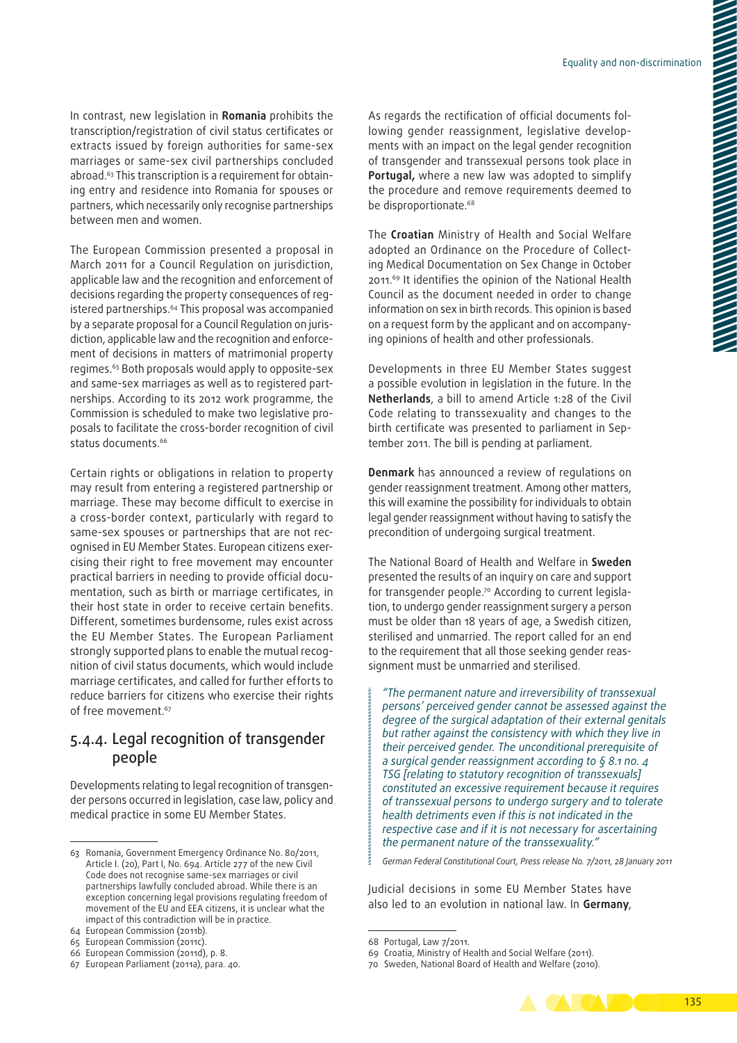In contrast, new legislation in **Romania** prohibits the transcription/registration of civil status certificates or extracts issued by foreign authorities for same-sex marriages or same-sex civil partnerships concluded abroad.[63] This transcription is a requirement for obtaining entry and residence into Romania for spouses or partners, which necessarily only recognise partnerships between men and women.

The European Commission presented a proposal in March 2011 for a Council Regulation on jurisdiction, applicable law and the recognition and enforcement of decisions regarding the property consequences of registered partnerships.[64] This proposal was accompanied by a separate proposal for a Council Regulation on jurisdiction, applicable law and the recognition and enforcement of decisions in matters of matrimonial property regimes.[65] Both proposals would apply to opposite-sex and same-sex marriages as well as to registered partnerships. According to its 2012 work programme, the Commission is scheduled to make two legislative proposals to facilitate the cross-border recognition of civil status documents.[66]

Certain rights or obligations in relation to property may result from entering a registered partnership or marriage. These may become difficult to exercise in a cross-border context, particularly with regard to same-sex spouses or partnerships that are not recognised in EU Member States. European citizens exercising their right to free movement may encounter practical barriers in needing to provide official documentation, such as birth or marriage certificates, in their host state in order to receive certain benefits. Different, sometimes burdensome, rules exist across the EU Member States. The European Parliament strongly supported plans to enable the mutual recognition of civil status documents, which would include marriage certificates, and called for further efforts to reduce barriers for citizens who exercise their rights of free movement.[67]

## 5.4.4. Legal recognition of transgender people

Developments relating to legal recognition of transgender persons occurred in legislation, case law, policy and medical practice in some EU Member States.

As regards the rectification of official documents following gender reassignment, legislative developments with an impact on the legal gender recognition of transgender and transsexual persons took place in **Portugal,** where a new law was adopted to simplify the procedure and remove requirements deemed to be disproportionate.[68]

The **Croatian** Ministry of Health and Social Welfare adopted an Ordinance on the Procedure of Collecting Medical Documentation on Sex Change in October 2011.[69] It identifies the opinion of the National Health Council as the document needed in order to change information on sex in birth records. This opinion is based on a request form by the applicant and on accompanying opinions of health and other professionals.

Developments in three EU Member States suggest a possible evolution in legislation in the future. In the **Netherlands**, a bill to amend Article 1:28 of the Civil Code relating to transsexuality and changes to the birth certificate was presented to parliament in September 2011. The bill is pending at parliament.

**Denmark** has announced a review of regulations on gender reassignment treatment. Among other matters, this will examine the possibility for individuals to obtain legal gender reassignment without having to satisfy the precondition of undergoing surgical treatment.

The National Board of Health and Welfare in **Sweden** presented the results of an inquiry on care and support for transgender people.[70] According to current legislation, to undergo gender reassignment surgery a person must be older than 18 years of age, a Swedish citizen, sterilised and unmarried. The report called for an end to the requirement that all those seeking gender reassignment must be unmarried and sterilised.

> *"The permanent nature and irreversibility of transsexual persons' perceived gender cannot be assessed against the degree of the surgical adaptation of their external genitals but rather against the consistency with which they live in their perceived gender. The unconditional prerequisite of a surgical gender reassignment according to § 8.1 no. 4 TSG [relating to statutory recognition of transsexuals] constituted an excessive requirement because it requires of transsexual persons to undergo surgery and to tolerate health detriments even if this is not indicated in the respective case and if it is not necessary for ascertaining the permanent nature of the transsexuality."*
>
> *German Federal Constitutional Court, Press release No. 7/2011, 28 January 2011*

Judicial decisions in some EU Member States have also led to an evolution in national law. In **Germany**,

---

63 Romania, Government Emergency Ordinance No. 80/2011, Article I. (20), Part I, No. 694. Article 277 of the new Civil Code does not recognise same-sex marriages or civil partnerships lawfully concluded abroad. While there is an exception concerning legal provisions regulating freedom of movement of the EU and EEA citizens, it is unclear what the impact of this contradiction will be in practice.

64 European Commission (2011b).

65 European Commission (2011c).

66 European Commission (2011d), p. 8.

67 European Parliament (2011a), para. 40.

68 Portugal, Law 7/2011.

69 Croatia, Ministry of Health and Social Welfare (2011).

70 Sweden, National Board of Health and Welfare (2010).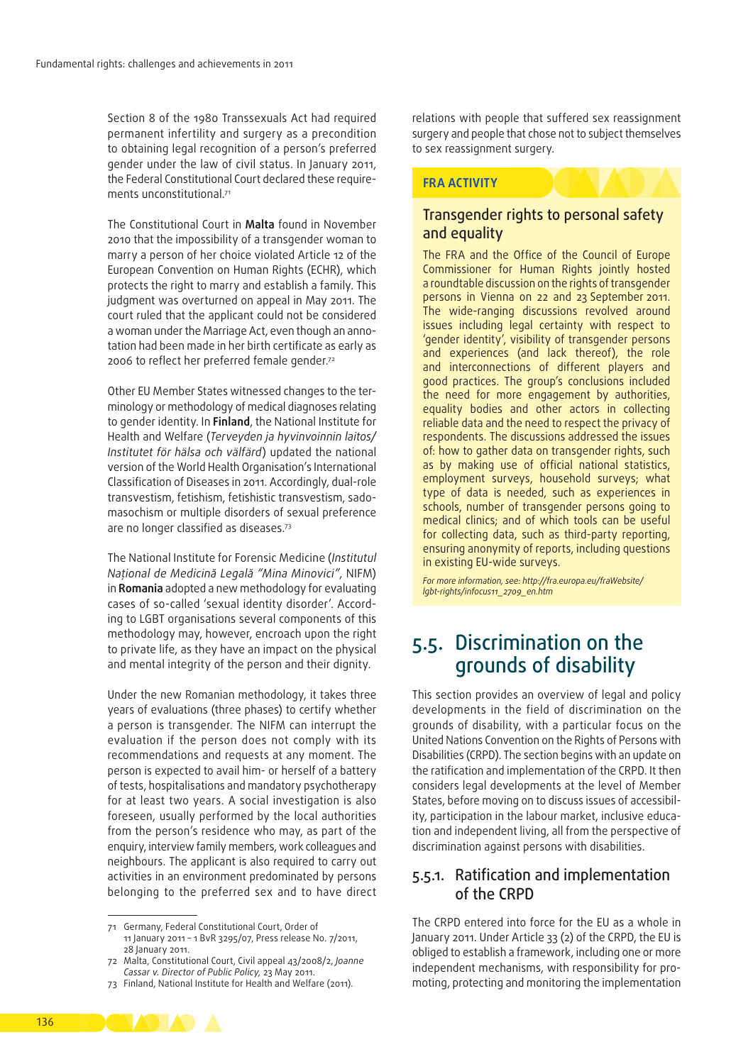Section 8 of the 1980 Transsexuals Act had required permanent infertility and surgery as a precondition to obtaining legal recognition of a person's preferred gender under the law of civil status. In January 2011, the Federal Constitutional Court declared these requirements unconstitutional.[71]

The Constitutional Court in **Malta** found in November 2010 that the impossibility of a transgender woman to marry a person of her choice violated Article 12 of the European Convention on Human Rights (ECHR), which protects the right to marry and establish a family. This judgment was overturned on appeal in May 2011. The court ruled that the applicant could not be considered a woman under the Marriage Act, even though an annotation had been made in her birth certificate as early as 2006 to reflect her preferred female gender.[72]

Other EU Member States witnessed changes to the terminology or methodology of medical diagnoses relating to gender identity. In **Finland**, the National Institute for Health and Welfare (*Terveyden ja hyvinvoinnin laitos/Institutet för hälsa och välfärd*) updated the national version of the World Health Organisation's International Classification of Diseases in 2011. Accordingly, dual-role transvestism, fetishism, fetishistic transvestism, sado-masochism or multiple disorders of sexual preference are no longer classified as diseases.[73]

The National Institute for Forensic Medicine (*Institutul Național de Medicină Legală "Mina Minovici"*, NIFM) in **Romania** adopted a new methodology for evaluating cases of so-called 'sexual identity disorder'. According to LGBT organisations several components of this methodology may, however, encroach upon the right to private life, as they have an impact on the physical and mental integrity of the person and their dignity.

Under the new Romanian methodology, it takes three years of evaluations (three phases) to certify whether a person is transgender. The NIFM can interrupt the evaluation if the person does not comply with its recommendations and requests at any moment. The person is expected to avail him- or herself of a battery of tests, hospitalisations and mandatory psychotherapy for at least two years. A social investigation is also foreseen, usually performed by the local authorities from the person's residence who may, as part of the enquiry, interview family members, work colleagues and neighbours. The applicant is also required to carry out activities in an environment predominated by persons belonging to the preferred sex and to have direct relations with people that suffered sex reassignment surgery and people that chose not to subject themselves to sex reassignment surgery.

**FRA ACTIVITY**

### Transgender rights to personal safety and equality

The FRA and the Office of the Council of Europe Commissioner for Human Rights jointly hosted a roundtable discussion on the rights of transgender persons in Vienna on 22 and 23 September 2011. The wide-ranging discussions revolved around issues including legal certainty with respect to 'gender identity', visibility of transgender persons and experiences (and lack thereof), the role and interconnections of different players and good practices. The group's conclusions included the need for more engagement by authorities, equality bodies and other actors in collecting reliable data and the need to respect the privacy of respondents. The discussions addressed the issues of: how to gather data on transgender rights, such as by making use of official national statistics, employment surveys, household surveys; what type of data is needed, such as experiences in schools, number of transgender persons going to medical clinics; and of which tools can be useful for collecting data, such as third-party reporting, ensuring anonymity of reports, including questions in existing EU-wide surveys.

*For more information, see: http://fra.europa.eu/fraWebsite/lgbt-rights/infocus11_2709_en.htm*

## 5.5. Discrimination on the grounds of disability

This section provides an overview of legal and policy developments in the field of discrimination on the grounds of disability, with a particular focus on the United Nations Convention on the Rights of Persons with Disabilities (CRPD). The section begins with an update on the ratification and implementation of the CRPD. It then considers legal developments at the level of Member States, before moving on to discuss issues of accessibility, participation in the labour market, inclusive education and independent living, all from the perspective of discrimination against persons with disabilities.

### 5.5.1. Ratification and implementation of the CRPD

The CRPD entered into force for the EU as a whole in January 2011. Under Article 33 (2) of the CRPD, the EU is obliged to establish a framework, including one or more independent mechanisms, with responsibility for promoting, protecting and monitoring the implementation

---

71 Germany, Federal Constitutional Court, Order of 11 January 2011 – 1 BvR 3295/07, Press release No. 7/2011, 28 January 2011.

72 Malta, Constitutional Court, Civil appeal 43/2008/2, *Joanne Cassar v. Director of Public Policy*, 23 May 2011.

73 Finland, National Institute for Health and Welfare (2011).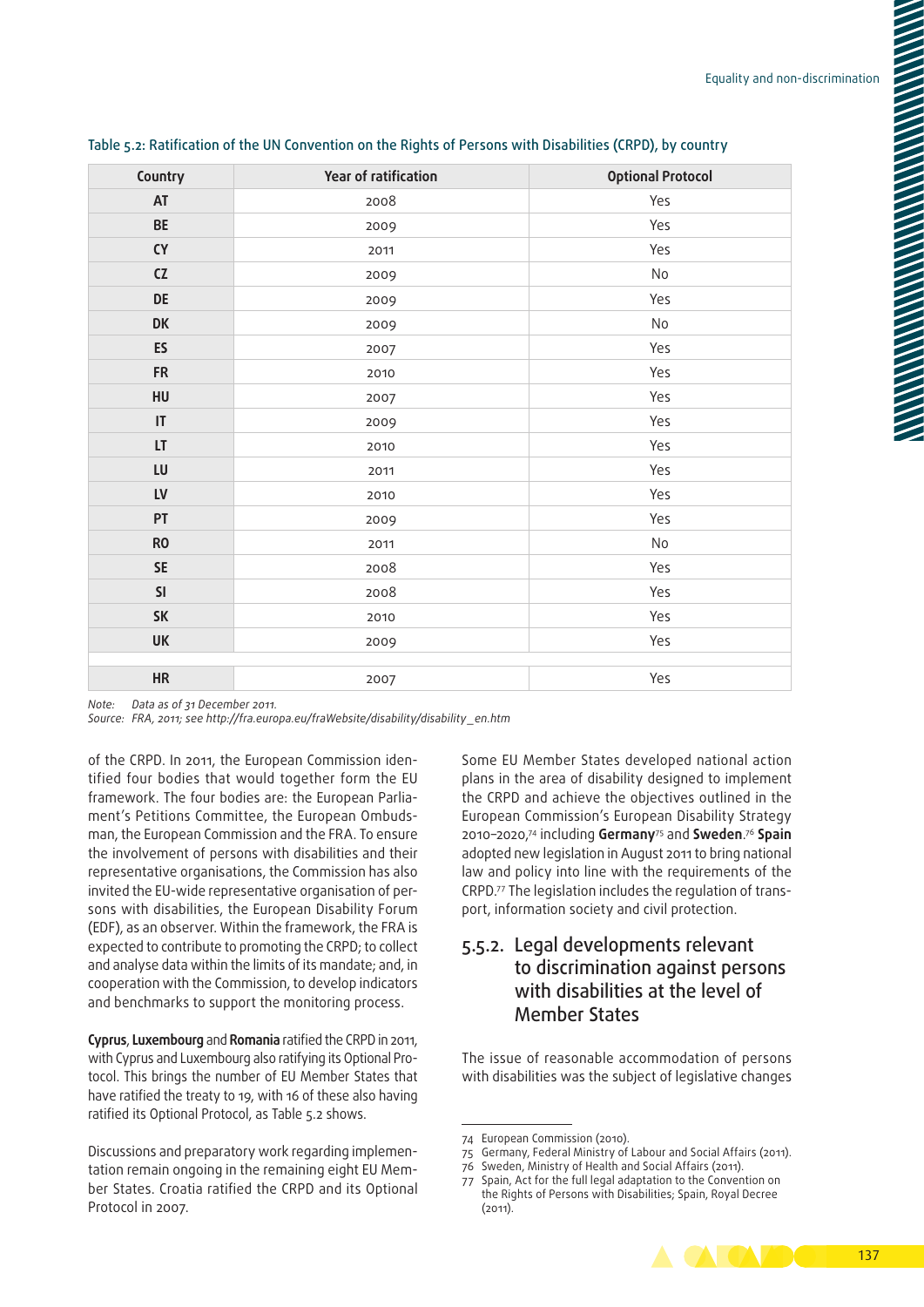Table 5.2: Ratification of the UN Convention on the Rights of Persons with Disabilities (CRPD), by country

| Country | Year of ratification | Optional Protocol |
|---|---|---|
| **AT** | 2008 | Yes |
| **BE** | 2009 | Yes |
| **CY** | 2011 | Yes |
| **CZ** | 2009 | No |
| **DE** | 2009 | Yes |
| **DK** | 2009 | No |
| **ES** | 2007 | Yes |
| **FR** | 2010 | Yes |
| **HU** | 2007 | Yes |
| **IT** | 2009 | Yes |
| **LT** | 2010 | Yes |
| **LU** | 2011 | Yes |
| **LV** | 2010 | Yes |
| **PT** | 2009 | Yes |
| **RO** | 2011 | No |
| **SE** | 2008 | Yes |
| **SI** | 2008 | Yes |
| **SK** | 2010 | Yes |
| **UK** | 2009 | Yes |
| | | |
| **HR** | 2007 | Yes |

Note: *Data as of 31 December 2011.*
Source: *FRA, 2011; see http://fra.europa.eu/fraWebsite/disability/disability_en.htm*

of the CRPD. In 2011, the European Commission identified four bodies that would together form the EU framework. The four bodies are: the European Parliament's Petitions Committee, the European Ombudsman, the European Commission and the FRA. To ensure the involvement of persons with disabilities and their representative organisations, the Commission has also invited the EU-wide representative organisation of persons with disabilities, the European Disability Forum (EDF), as an observer. Within the framework, the FRA is expected to contribute to promoting the CRPD; to collect and analyse data within the limits of its mandate; and, in cooperation with the Commission, to develop indicators and benchmarks to support the monitoring process.

**Cyprus**, **Luxembourg** and **Romania** ratified the CRPD in 2011, with Cyprus and Luxembourg also ratifying its Optional Protocol. This brings the number of EU Member States that have ratified the treaty to 19, with 16 of these also having ratified its Optional Protocol, as Table 5.2 shows.

Discussions and preparatory work regarding implementation remain ongoing in the remaining eight EU Member States. Croatia ratified the CRPD and its Optional Protocol in 2007.

Some EU Member States developed national action plans in the area of disability designed to implement the CRPD and achieve the objectives outlined in the European Commission's European Disability Strategy 2010–2020,[74] including **Germany**[75] and **Sweden**.[76] **Spain** adopted new legislation in August 2011 to bring national law and policy into line with the requirements of the CRPD.[77] The legislation includes the regulation of transport, information society and civil protection.

### 5.5.2. Legal developments relevant to discrimination against persons with disabilities at the level of Member States

The issue of reasonable accommodation of persons with disabilities was the subject of legislative changes

74 European Commission (2010).
75 Germany, Federal Ministry of Labour and Social Affairs (2011).
76 Sweden, Ministry of Health and Social Affairs (2011).
77 Spain, Act for the full legal adaptation to the Convention on the Rights of Persons with Disabilities; Spain, Royal Decree (2011).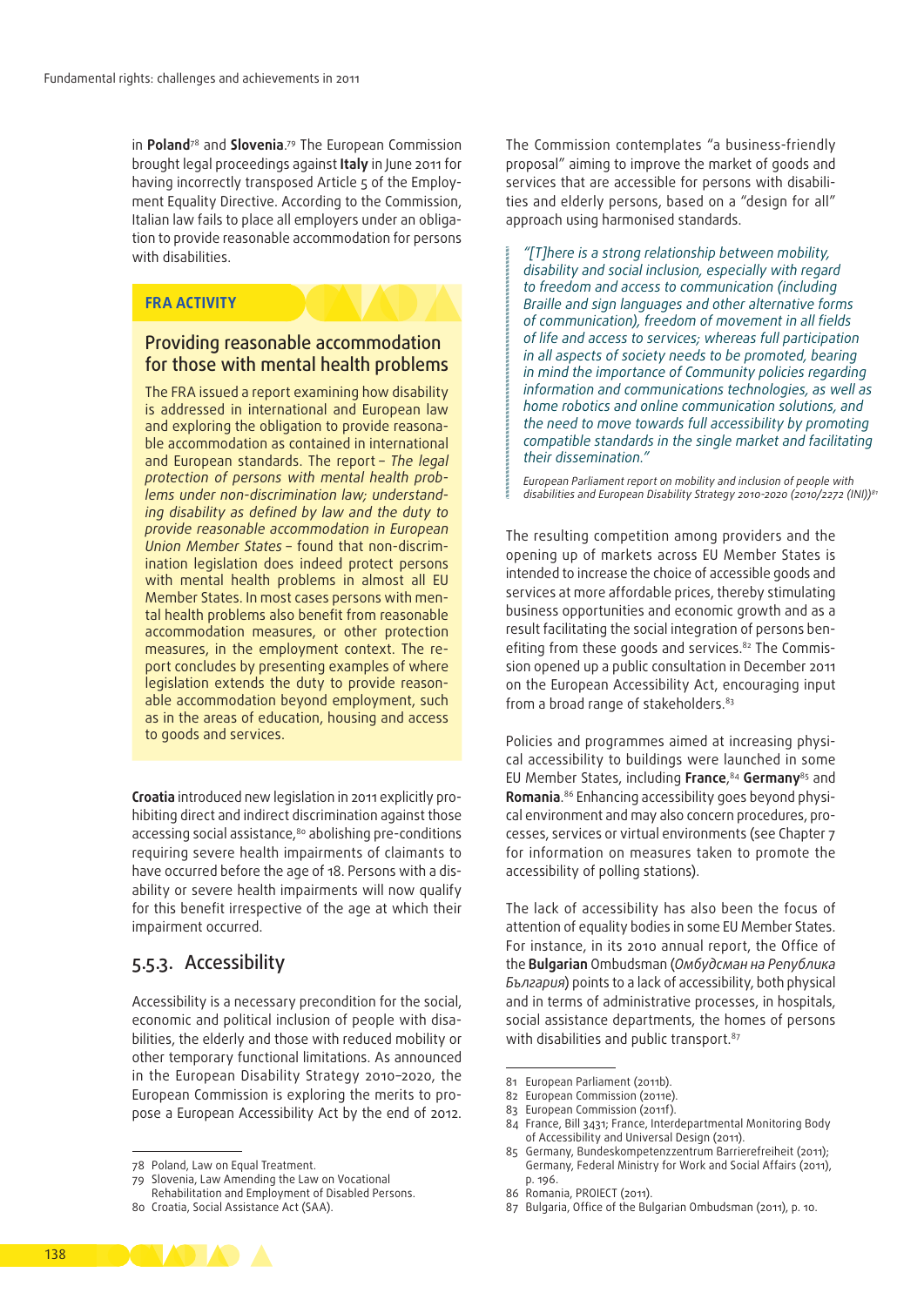in **Poland**[78] and **Slovenia**.[79] The European Commission brought legal proceedings against **Italy** in June 2011 for having incorrectly transposed Article 5 of the Employment Equality Directive. According to the Commission, Italian law fails to place all employers under an obligation to provide reasonable accommodation for persons with disabilities.

> **FRA ACTIVITY**
>
> ### Providing reasonable accommodation for those with mental health problems
>
> The FRA issued a report examining how disability is addressed in international and European law and exploring the obligation to provide reasonable accommodation as contained in international and European standards. The report – *The legal protection of persons with mental health problems under non-discrimination law; understanding disability as defined by law and the duty to provide reasonable accommodation in European Union Member States* – found that non-discrimination legislation does indeed protect persons with mental health problems in almost all EU Member States. In most cases persons with mental health problems also benefit from reasonable accommodation measures, or other protection measures, in the employment context. The report concludes by presenting examples of where legislation extends the duty to provide reasonable accommodation beyond employment, such as in the areas of education, housing and access to goods and services.

**Croatia** introduced new legislation in 2011 explicitly prohibiting direct and indirect discrimination against those accessing social assistance,[80] abolishing pre-conditions requiring severe health impairments of claimants to have occurred before the age of 18. Persons with a disability or severe health impairments will now qualify for this benefit irrespective of the age at which their impairment occurred.

## 5.5.3. Accessibility

Accessibility is a necessary precondition for the social, economic and political inclusion of people with disabilities, the elderly and those with reduced mobility or other temporary functional limitations. As announced in the European Disability Strategy 2010–2020, the European Commission is exploring the merits to propose a European Accessibility Act by the end of 2012. The Commission contemplates "a business-friendly proposal" aiming to improve the market of goods and services that are accessible for persons with disabilities and elderly persons, based on a "design for all" approach using harmonised standards.

> *"[T]here is a strong relationship between mobility, disability and social inclusion, especially with regard to freedom and access to communication (including Braille and sign languages and other alternative forms of communication), freedom of movement in all fields of life and access to services; whereas full participation in all aspects of society needs to be promoted, bearing in mind the importance of Community policies regarding information and communications technologies, as well as home robotics and online communication solutions, and the need to move towards full accessibility by promoting compatible standards in the single market and facilitating their dissemination."*
>
> *European Parliament report on mobility and inclusion of people with disabilities and European Disability Strategy 2010-2020 (2010/2272 (INI))*[81]

The resulting competition among providers and the opening up of markets across EU Member States is intended to increase the choice of accessible goods and services at more affordable prices, thereby stimulating business opportunities and economic growth and as a result facilitating the social integration of persons benefiting from these goods and services.[82] The Commission opened up a public consultation in December 2011 on the European Accessibility Act, encouraging input from a broad range of stakeholders.[83]

Policies and programmes aimed at increasing physical accessibility to buildings were launched in some EU Member States, including **France**,[84] **Germany**[85] and **Romania**.[86] Enhancing accessibility goes beyond physical environment and may also concern procedures, processes, services or virtual environments (see Chapter 7 for information on measures taken to promote the accessibility of polling stations).

The lack of accessibility has also been the focus of attention of equality bodies in some EU Member States. For instance, in its 2010 annual report, the Office of the **Bulgarian** Ombudsman (*Омбудсман на Република България*) points to a lack of accessibility, both physical and in terms of administrative processes, in hospitals, social assistance departments, the homes of persons with disabilities and public transport.[87]

---

78 Poland, Law on Equal Treatment.
79 Slovenia, Law Amending the Law on Vocational Rehabilitation and Employment of Disabled Persons.
80 Croatia, Social Assistance Act (SAA).
81 European Parliament (2011b).
82 European Commission (2011e).
83 European Commission (2011f).
84 France, Bill 3431; France, Interdepartmental Monitoring Body of Accessibility and Universal Design (2011).
85 Germany, Bundeskompetenzzentrum Barrierefreiheit (2011); Germany, Federal Ministry for Work and Social Affairs (2011), p. 196.
86 Romania, PROIECT (2011).
87 Bulgaria, Office of the Bulgarian Ombudsman (2011), p. 10.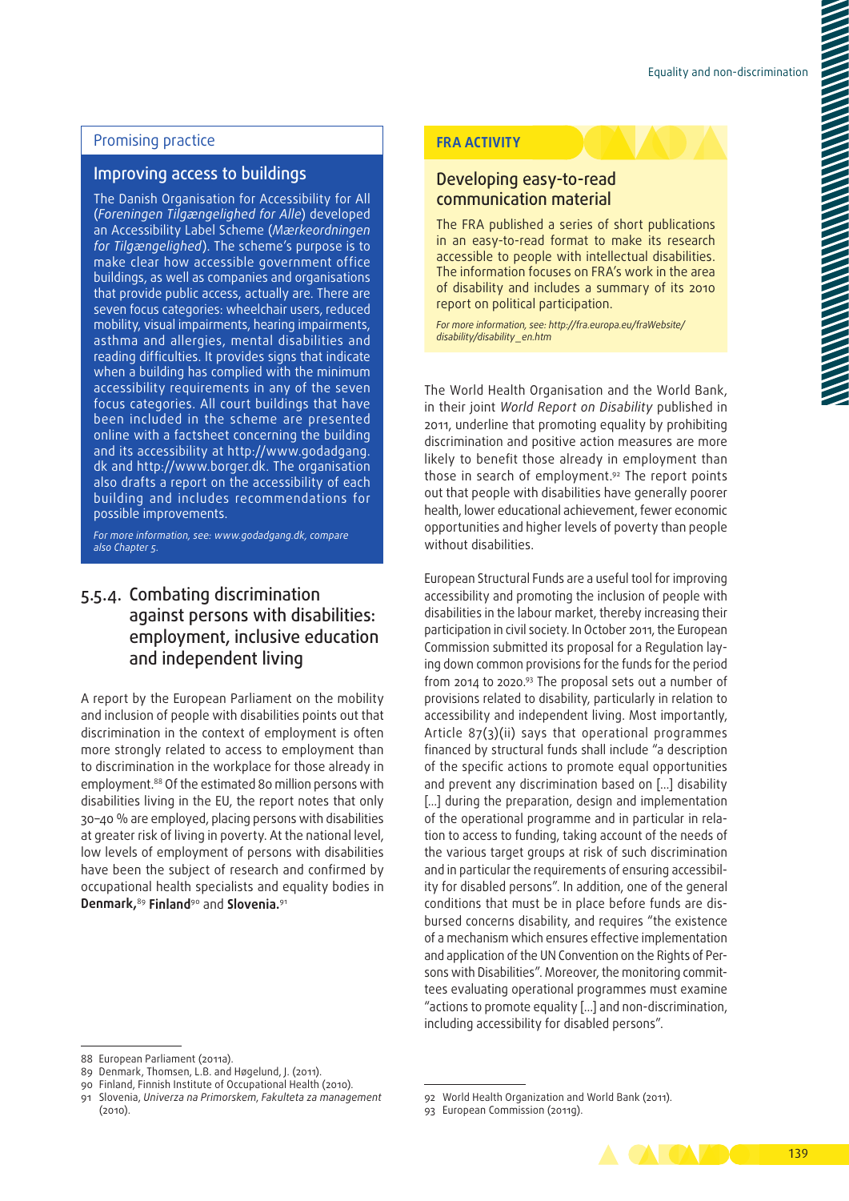## Promising practice

### Improving access to buildings

The Danish Organisation for Accessibility for All (*Foreningen Tilgængelighed for Alle*) developed an Accessibility Label Scheme (*Mærkeordningen for Tilgængelighed*). The scheme's purpose is to make clear how accessible government office buildings, as well as companies and organisations that provide public access, actually are. There are seven focus categories: wheelchair users, reduced mobility, visual impairments, hearing impairments, asthma and allergies, mental disabilities and reading difficulties. It provides signs that indicate when a building has complied with the minimum accessibility requirements in any of the seven focus categories. All court buildings that have been included in the scheme are presented online with a factsheet concerning the building and its accessibility at http://www.godadgang.dk and http://www.borger.dk. The organisation also drafts a report on the accessibility of each building and includes recommendations for possible improvements.

*For more information, see: www.godadgang.dk, compare also Chapter 5.*

### 5.5.4. Combating discrimination against persons with disabilities: employment, inclusive education and independent living

A report by the European Parliament on the mobility and inclusion of people with disabilities points out that discrimination in the context of employment is often more strongly related to access to employment than to discrimination in the workplace for those already in employment.[88] Of the estimated 80 million persons with disabilities living in the EU, the report notes that only 30–40 % are employed, placing persons with disabilities at greater risk of living in poverty. At the national level, low levels of employment of persons with disabilities have been the subject of research and confirmed by occupational health specialists and equality bodies in **Denmark**,[89] **Finland**[90] and **Slovenia**.[91]

## FRA ACTIVITY

### Developing easy-to-read communication material

The FRA published a series of short publications in an easy-to-read format to make its research accessible to people with intellectual disabilities. The information focuses on FRA's work in the area of disability and includes a summary of its 2010 report on political participation.

*For more information, see: http://fra.europa.eu/fraWebsite/disability/disability_en.htm*

The World Health Organisation and the World Bank, in their joint *World Report on Disability* published in 2011, underline that promoting equality by prohibiting discrimination and positive action measures are more likely to benefit those already in employment than those in search of employment.[92] The report points out that people with disabilities have generally poorer health, lower educational achievement, fewer economic opportunities and higher levels of poverty than people without disabilities.

European Structural Funds are a useful tool for improving accessibility and promoting the inclusion of people with disabilities in the labour market, thereby increasing their participation in civil society. In October 2011, the European Commission submitted its proposal for a Regulation laying down common provisions for the funds for the period from 2014 to 2020.[93] The proposal sets out a number of provisions related to disability, particularly in relation to accessibility and independent living. Most importantly, Article 87(3)(ii) says that operational programmes financed by structural funds shall include "a description of the specific actions to promote equal opportunities and prevent any discrimination based on [...] disability [...] during the preparation, design and implementation of the operational programme and in particular in relation to access to funding, taking account of the needs of the various target groups at risk of such discrimination and in particular the requirements of ensuring accessibility for disabled persons". In addition, one of the general conditions that must be in place before funds are disbursed concerns disability, and requires "the existence of a mechanism which ensures effective implementation and application of the UN Convention on the Rights of Persons with Disabilities". Moreover, the monitoring committees evaluating operational programmes must examine "actions to promote equality [...] and non-discrimination, including accessibility for disabled persons".

---

88 European Parliament (2011a).
89 Denmark, Thomsen, L.B. and Høgelund, J. (2011).
90 Finland, Finnish Institute of Occupational Health (2010).
91 Slovenia, *Univerza na Primorskem, Fakulteta za management* (2010).

92 World Health Organization and World Bank (2011).
93 European Commission (2011g).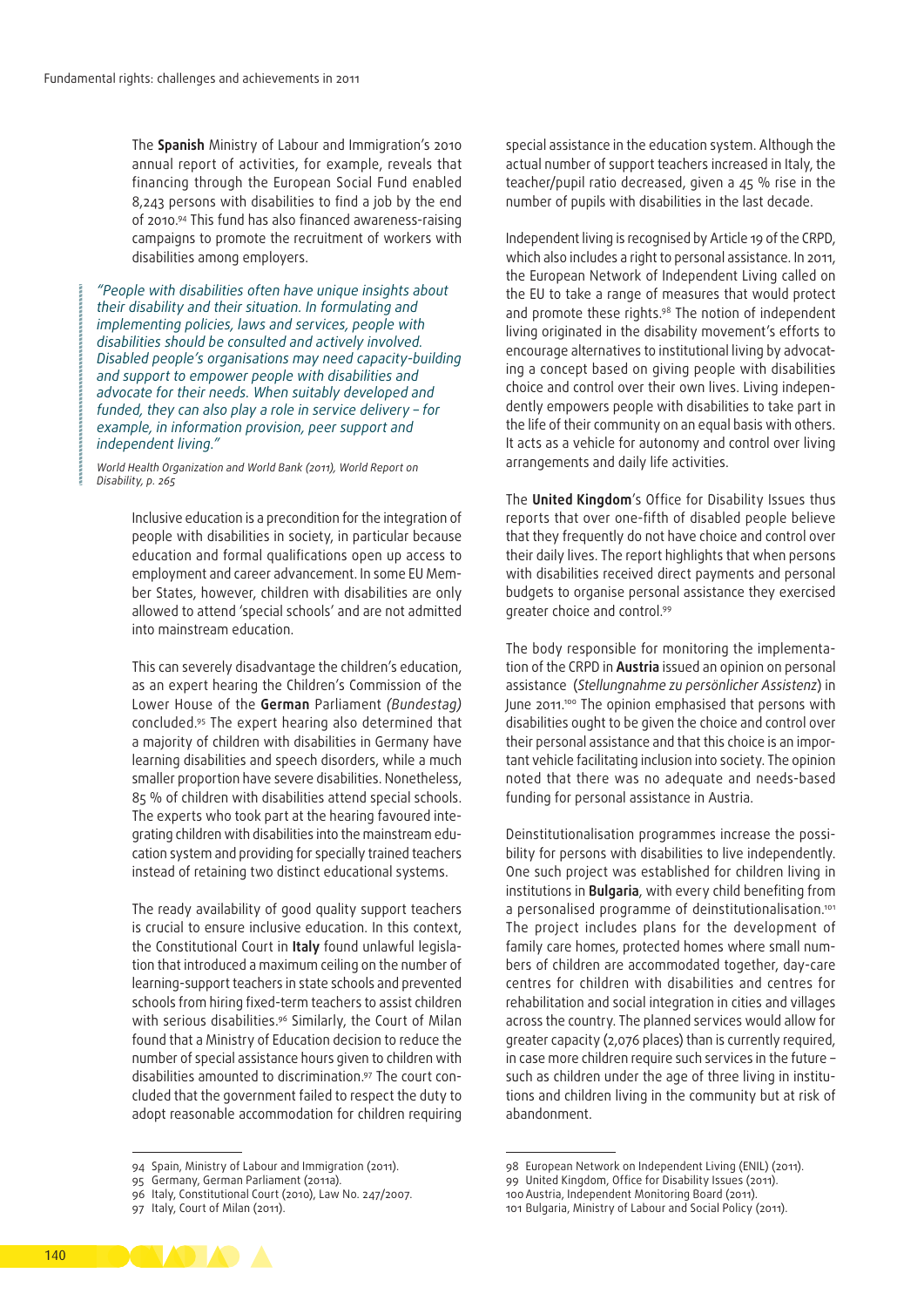The **Spanish** Ministry of Labour and Immigration's 2010 annual report of activities, for example, reveals that financing through the European Social Fund enabled 8,243 persons with disabilities to find a job by the end of 2010.[94] This fund has also financed awareness-raising campaigns to promote the recruitment of workers with disabilities among employers.

> *"People with disabilities often have unique insights about their disability and their situation. In formulating and implementing policies, laws and services, people with disabilities should be consulted and actively involved. Disabled people's organisations may need capacity-building and support to empower people with disabilities and advocate for their needs. When suitably developed and funded, they can also play a role in service delivery – for example, in information provision, peer support and independent living."*
>
> *World Health Organization and World Bank (2011), World Report on Disability, p. 265*

Inclusive education is a precondition for the integration of people with disabilities in society, in particular because education and formal qualifications open up access to employment and career advancement. In some EU Member States, however, children with disabilities are only allowed to attend 'special schools' and are not admitted into mainstream education.

This can severely disadvantage the children's education, as an expert hearing the Children's Commission of the Lower House of the **German** Parliament *(Bundestag)* concluded.[95] The expert hearing also determined that a majority of children with disabilities in Germany have learning disabilities and speech disorders, while a much smaller proportion have severe disabilities. Nonetheless, 85 % of children with disabilities attend special schools. The experts who took part at the hearing favoured integrating children with disabilities into the mainstream education system and providing for specially trained teachers instead of retaining two distinct educational systems.

The ready availability of good quality support teachers is crucial to ensure inclusive education. In this context, the Constitutional Court in **Italy** found unlawful legislation that introduced a maximum ceiling on the number of learning-support teachers in state schools and prevented schools from hiring fixed-term teachers to assist children with serious disabilities.[96] Similarly, the Court of Milan found that a Ministry of Education decision to reduce the number of special assistance hours given to children with disabilities amounted to discrimination.[97] The court concluded that the government failed to respect the duty to adopt reasonable accommodation for children requiring special assistance in the education system. Although the actual number of support teachers increased in Italy, the teacher/pupil ratio decreased, given a 45 % rise in the number of pupils with disabilities in the last decade.

Independent living is recognised by Article 19 of the CRPD, which also includes a right to personal assistance. In 2011, the European Network of Independent Living called on the EU to take a range of measures that would protect and promote these rights.[98] The notion of independent living originated in the disability movement's efforts to encourage alternatives to institutional living by advocating a concept based on giving people with disabilities choice and control over their own lives. Living independently empowers people with disabilities to take part in the life of their community on an equal basis with others. It acts as a vehicle for autonomy and control over living arrangements and daily life activities.

The **United Kingdom**'s Office for Disability Issues thus reports that over one-fifth of disabled people believe that they frequently do not have choice and control over their daily lives. The report highlights that when persons with disabilities received direct payments and personal budgets to organise personal assistance they exercised greater choice and control.[99]

The body responsible for monitoring the implementation of the CRPD in **Austria** issued an opinion on personal assistance (*Stellungnahme zu persönlicher Assistenz*) in June 2011.[100] The opinion emphasised that persons with disabilities ought to be given the choice and control over their personal assistance and that this choice is an important vehicle facilitating inclusion into society. The opinion noted that there was no adequate and needs-based funding for personal assistance in Austria.

Deinstitutionalisation programmes increase the possibility for persons with disabilities to live independently. One such project was established for children living in institutions in **Bulgaria**, with every child benefiting from a personalised programme of deinstitutionalisation.[101] The project includes plans for the development of family care homes, protected homes where small numbers of children are accommodated together, day-care centres for children with disabilities and centres for rehabilitation and social integration in cities and villages across the country. The planned services would allow for greater capacity (2,076 places) than is currently required, in case more children require such services in the future – such as children under the age of three living in institutions and children living in the community but at risk of abandonment.

---

94 Spain, Ministry of Labour and Immigration (2011).
95 Germany, German Parliament (2011a).
96 Italy, Constitutional Court (2010), Law No. 247/2007.
97 Italy, Court of Milan (2011).
98 European Network on Independent Living (ENIL) (2011).
99 United Kingdom, Office for Disability Issues (2011).
100 Austria, Independent Monitoring Board (2011).
101 Bulgaria, Ministry of Labour and Social Policy (2011).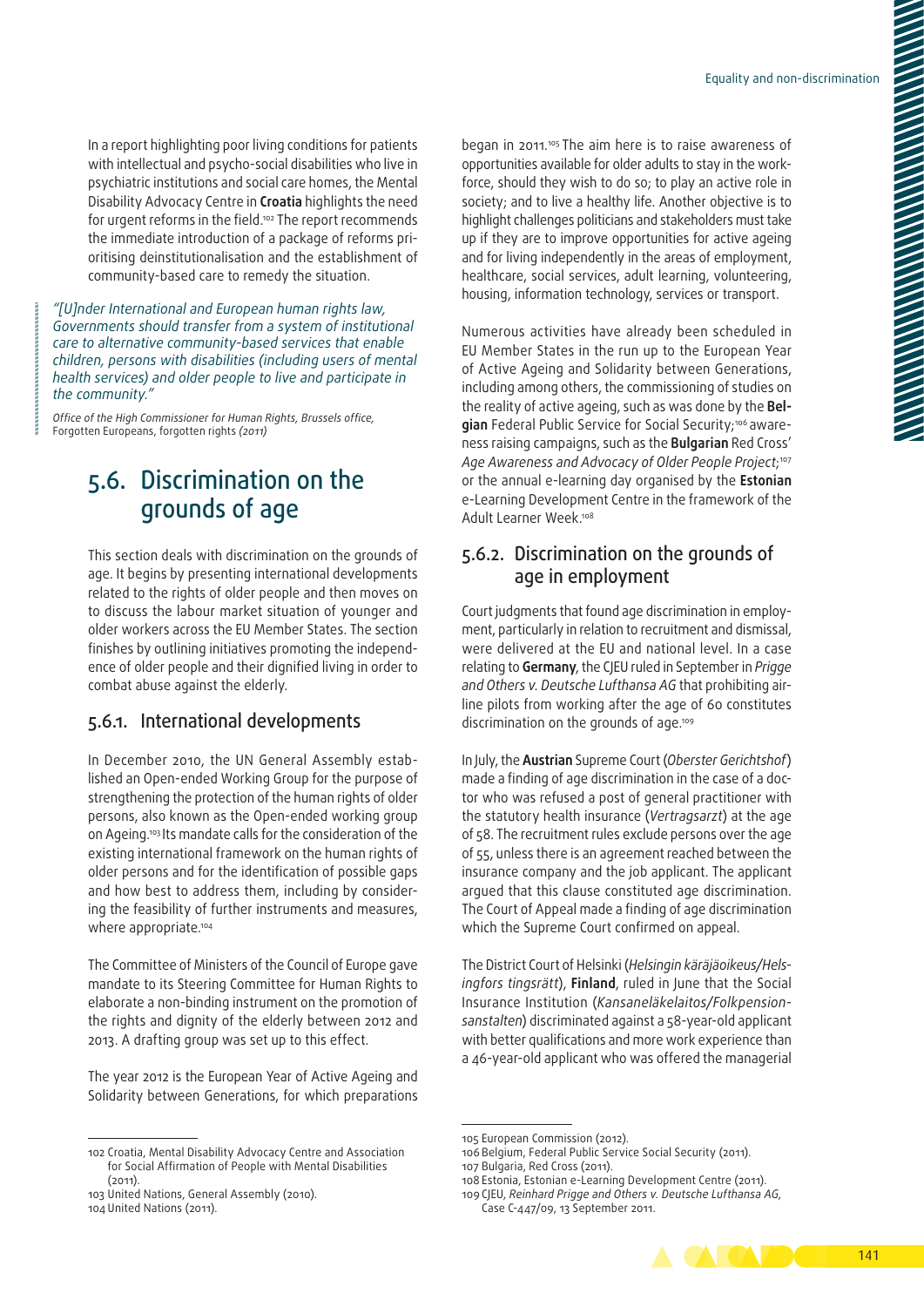In a report highlighting poor living conditions for patients with intellectual and psycho-social disabilities who live in psychiatric institutions and social care homes, the Mental Disability Advocacy Centre in **Croatia** highlights the need for urgent reforms in the field.[102] The report recommends the immediate introduction of a package of reforms prioritising deinstitutionalisation and the establishment of community-based care to remedy the situation.

> *"[U]nder International and European human rights law, Governments should transfer from a system of institutional care to alternative community-based services that enable children, persons with disabilities (including users of mental health services) and older people to live and participate in the community."*
>
> *Office of the High Commissioner for Human Rights, Brussels office,* Forgotten Europeans, forgotten rights *(2011)*

## 5.6. Discrimination on the grounds of age

This section deals with discrimination on the grounds of age. It begins by presenting international developments related to the rights of older people and then moves on to discuss the labour market situation of younger and older workers across the EU Member States. The section finishes by outlining initiatives promoting the independence of older people and their dignified living in order to combat abuse against the elderly.

### 5.6.1. International developments

In December 2010, the UN General Assembly established an Open-ended Working Group for the purpose of strengthening the protection of the human rights of older persons, also known as the Open-ended working group on Ageing.[103] Its mandate calls for the consideration of the existing international framework on the human rights of older persons and for the identification of possible gaps and how best to address them, including by considering the feasibility of further instruments and measures, where appropriate.[104]

The Committee of Ministers of the Council of Europe gave mandate to its Steering Committee for Human Rights to elaborate a non-binding instrument on the promotion of the rights and dignity of the elderly between 2012 and 2013. A drafting group was set up to this effect.

The year 2012 is the European Year of Active Ageing and Solidarity between Generations, for which preparations began in 2011.[105] The aim here is to raise awareness of opportunities available for older adults to stay in the workforce, should they wish to do so; to play an active role in society; and to live a healthy life. Another objective is to highlight challenges politicians and stakeholders must take up if they are to improve opportunities for active ageing and for living independently in the areas of employment, healthcare, social services, adult learning, volunteering, housing, information technology, services or transport.

Numerous activities have already been scheduled in EU Member States in the run up to the European Year of Active Ageing and Solidarity between Generations, including among others, the commissioning of studies on the reality of active ageing, such as was done by the **Belgian** Federal Public Service for Social Security;[106] awareness raising campaigns, such as the **Bulgarian** Red Cross' *Age Awareness and Advocacy of Older People Project*;[107] or the annual e-learning day organised by the **Estonian** e-Learning Development Centre in the framework of the Adult Learner Week.[108]

### 5.6.2. Discrimination on the grounds of age in employment

Court judgments that found age discrimination in employment, particularly in relation to recruitment and dismissal, were delivered at the EU and national level. In a case relating to **Germany**, the CJEU ruled in September in *Prigge and Others v. Deutsche Lufthansa AG* that prohibiting airline pilots from working after the age of 60 constitutes discrimination on the grounds of age.[109]

In July, the **Austrian** Supreme Court (*Oberster Gerichtshof*) made a finding of age discrimination in the case of a doctor who was refused a post of general practitioner with the statutory health insurance (*Vertragsarzt*) at the age of 58. The recruitment rules exclude persons over the age of 55, unless there is an agreement reached between the insurance company and the job applicant. The applicant argued that this clause constituted age discrimination. The Court of Appeal made a finding of age discrimination which the Supreme Court confirmed on appeal.

The District Court of Helsinki (*Helsingin käräjäoikeus/Helsingfors tingsrätt*), **Finland**, ruled in June that the Social Insurance Institution (*Kansaneläkelaitos/Folkpensionsanstalten*) discriminated against a 58-year-old applicant with better qualifications and more work experience than a 46-year-old applicant who was offered the managerial

---

102 Croatia, Mental Disability Advocacy Centre and Association for Social Affirmation of People with Mental Disabilities (2011).

103 United Nations, General Assembly (2010).

104 United Nations (2011).

105 European Commission (2012).

106 Belgium, Federal Public Service Social Security (2011).

107 Bulgaria, Red Cross (2011).

108 Estonia, Estonian e-Learning Development Centre (2011).

109 CJEU, *Reinhard Prigge and Others v. Deutsche Lufthansa AG*, Case C-447/09, 13 September 2011.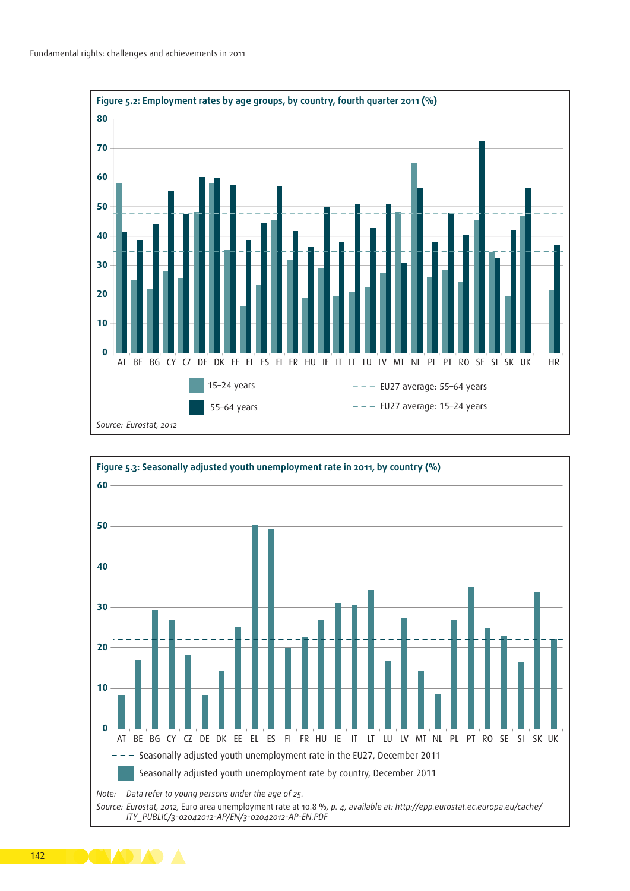**Figure 5.2: Employment rates by age groups, by country, fourth quarter 2011 (%)**

Legend: 15–24 years; 55–64 years; EU27 average: 55–64 years; EU27 average: 15–24 years

Countries: AT, BE, BG, CY, CZ, DE, DK, EE, EL, ES, FI, FR, HU, IE, IT, LT, LU, LV, MT, NL, PL, PT, RO, SE, SI, SK, UK, HR

*Source: Eurostat, 2012*

**Figure 5.3: Seasonally adjusted youth unemployment rate in 2011, by country (%)**

Legend: Seasonally adjusted youth unemployment rate in the EU27, December 2011; Seasonally adjusted youth unemployment rate by country, December 2011

Countries: AT, BE, BG, CY, CZ, DE, DK, EE, EL, ES, FI, FR, HU, IE, IT, LT, LU, LV, MT, NL, PL, PT, RO, SE, SI, SK, UK

*Note: Data refer to young persons under the age of 25.*

*Source: Eurostat, 2012,* Euro area unemployment rate at 10.8 %, *p. 4, available at: http://epp.eurostat.ec.europa.eu/cache/ITY_PUBLIC/3-02042012-AP/EN/3-02042012-AP-EN.PDF*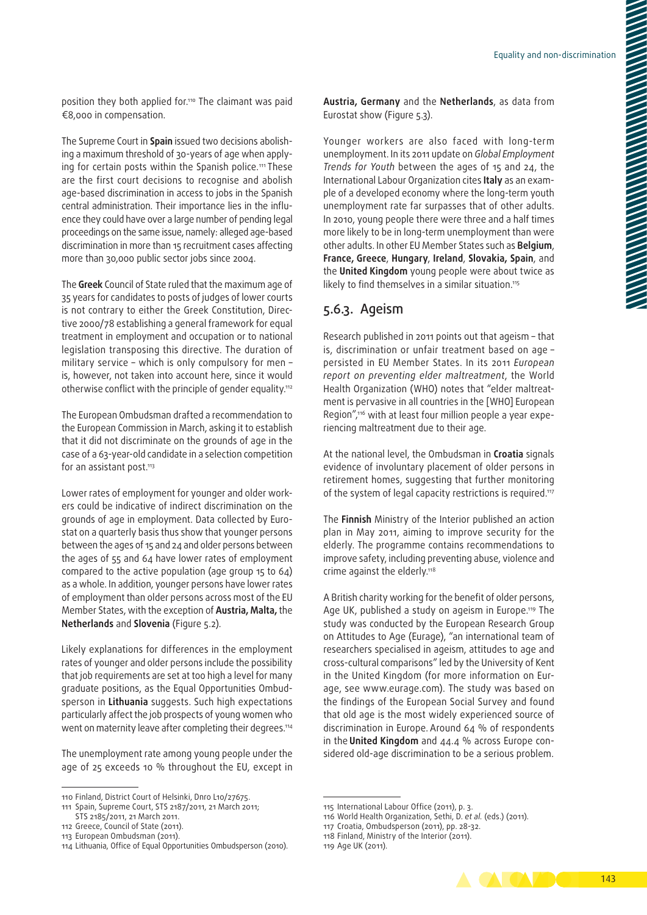position they both applied for.[110] The claimant was paid €8,000 in compensation.

The Supreme Court in **Spain** issued two decisions abolishing a maximum threshold of 30-years of age when applying for certain posts within the Spanish police.[111] These are the first court decisions to recognise and abolish age-based discrimination in access to jobs in the Spanish central administration. Their importance lies in the influence they could have over a large number of pending legal proceedings on the same issue, namely: alleged age-based discrimination in more than 15 recruitment cases affecting more than 30,000 public sector jobs since 2004.

The **Greek** Council of State ruled that the maximum age of 35 years for candidates to posts of judges of lower courts is not contrary to either the Greek Constitution, Directive 2000/78 establishing a general framework for equal treatment in employment and occupation or to national legislation transposing this directive. The duration of military service – which is only compulsory for men – is, however, not taken into account here, since it would otherwise conflict with the principle of gender equality.[112]

The European Ombudsman drafted a recommendation to the European Commission in March, asking it to establish that it did not discriminate on the grounds of age in the case of a 63-year-old candidate in a selection competition for an assistant post.[113]

Lower rates of employment for younger and older workers could be indicative of indirect discrimination on the grounds of age in employment. Data collected by Eurostat on a quarterly basis thus show that younger persons between the ages of 15 and 24 and older persons between the ages of 55 and 64 have lower rates of employment compared to the active population (age group 15 to 64) as a whole. In addition, younger persons have lower rates of employment than older persons across most of the EU Member States, with the exception of **Austria, Malta,** the **Netherlands** and **Slovenia** (Figure 5.2).

Likely explanations for differences in the employment rates of younger and older persons include the possibility that job requirements are set at too high a level for many graduate positions, as the Equal Opportunities Ombudsperson in **Lithuania** suggests. Such high expectations particularly affect the job prospects of young women who went on maternity leave after completing their degrees.[114]

The unemployment rate among young people under the age of 25 exceeds 10 % throughout the EU, except in **Austria, Germany** and the **Netherlands**, as data from Eurostat show (Figure 5.3).

Younger workers are also faced with long-term unemployment. In its 2011 update on *Global Employment Trends for Youth* between the ages of 15 and 24, the International Labour Organization cites **Italy** as an example of a developed economy where the long-term youth unemployment rate far surpasses that of other adults. In 2010, young people there were three and a half times more likely to be in long-term unemployment than were other adults. In other EU Member States such as **Belgium**, **France, Greece**, **Hungary**, **Ireland**, **Slovakia, Spain**, and the **United Kingdom** young people were about twice as likely to find themselves in a similar situation.[115]

## 5.6.3. Ageism

Research published in 2011 points out that ageism – that is, discrimination or unfair treatment based on age – persisted in EU Member States. In its 2011 *European report on preventing elder maltreatment*, the World Health Organization (WHO) notes that "elder maltreatment is pervasive in all countries in the [WHO] European Region",[116] with at least four million people a year experiencing maltreatment due to their age.

At the national level, the Ombudsman in **Croatia** signals evidence of involuntary placement of older persons in retirement homes, suggesting that further monitoring of the system of legal capacity restrictions is required.[117]

The **Finnish** Ministry of the Interior published an action plan in May 2011, aiming to improve security for the elderly. The programme contains recommendations to improve safety, including preventing abuse, violence and crime against the elderly.[118]

A British charity working for the benefit of older persons, Age UK, published a study on ageism in Europe.[119] The study was conducted by the European Research Group on Attitudes to Age (Eurage), "an international team of researchers specialised in ageism, attitudes to age and cross-cultural comparisons" led by the University of Kent in the United Kingdom (for more information on Eurage, see www.eurage.com). The study was based on the findings of the European Social Survey and found that old age is the most widely experienced source of discrimination in Europe. Around 64 % of respondents in the **United Kingdom** and 44.4 % across Europe considered old-age discrimination to be a serious problem.

---

110 Finland, District Court of Helsinki, Dnro L10/27675.
111 Spain, Supreme Court, STS 2187/2011, 21 March 2011; STS 2185/2011, 21 March 2011.
112 Greece, Council of State (2011).
113 European Ombudsman (2011).
114 Lithuania, Office of Equal Opportunities Ombudsperson (2010).
115 International Labour Office (2011), p. 3.
116 World Health Organization, Sethi, D. *et al.* (eds.) (2011).
117 Croatia, Ombudsperson (2011), pp. 28-32.
118 Finland, Ministry of the Interior (2011).
119 Age UK (2011).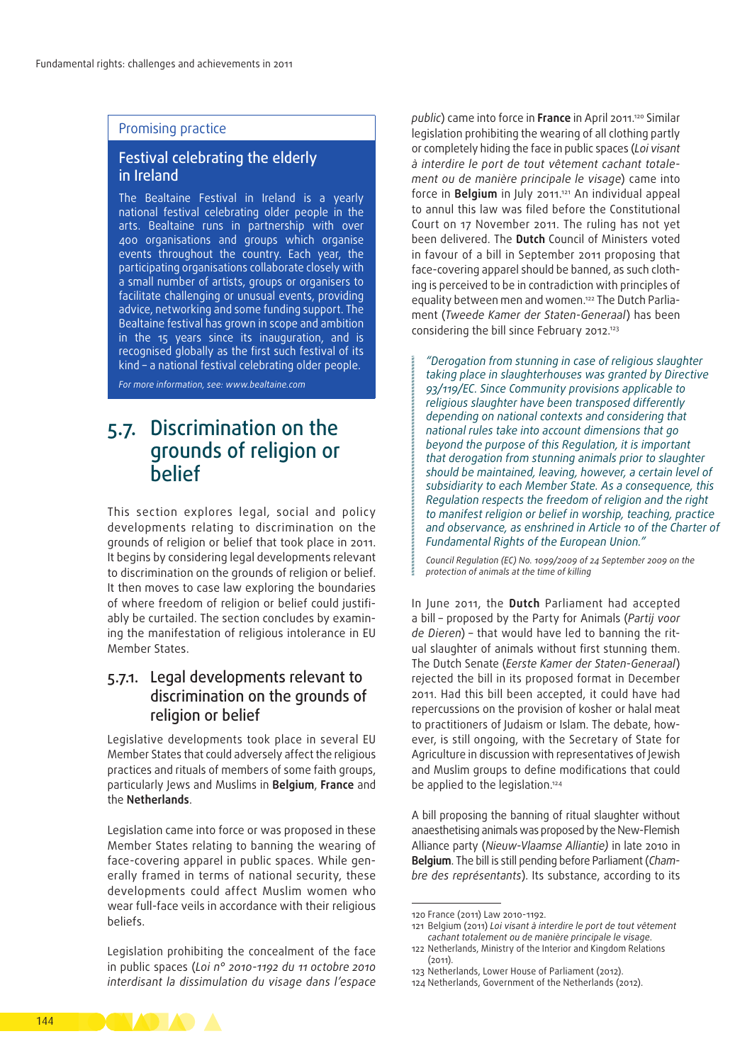## Promising practice

### Festival celebrating the elderly in Ireland

The Bealtaine Festival in Ireland is a yearly national festival celebrating older people in the arts. Bealtaine runs in partnership with over 400 organisations and groups which organise events throughout the country. Each year, the participating organisations collaborate closely with a small number of artists, groups or organisers to facilitate challenging or unusual events, providing advice, networking and some funding support. The Bealtaine festival has grown in scope and ambition in the 15 years since its inauguration, and is recognised globally as the first such festival of its kind – a national festival celebrating older people.

*For more information, see: www.bealtaine.com*

## 5.7. Discrimination on the grounds of religion or belief

This section explores legal, social and policy developments relating to discrimination on the grounds of religion or belief that took place in 2011. It begins by considering legal developments relevant to discrimination on the grounds of religion or belief. It then moves to case law exploring the boundaries of where freedom of religion or belief could justifiably be curtailed. The section concludes by examining the manifestation of religious intolerance in EU Member States.

### 5.7.1. Legal developments relevant to discrimination on the grounds of religion or belief

Legislative developments took place in several EU Member States that could adversely affect the religious practices and rituals of members of some faith groups, particularly Jews and Muslims in **Belgium**, **France** and the **Netherlands**.

Legislation came into force or was proposed in these Member States relating to banning the wearing of face-covering apparel in public spaces. While generally framed in terms of national security, these developments could affect Muslim women who wear full-face veils in accordance with their religious beliefs.

Legislation prohibiting the concealment of the face in public spaces (*Loi n° 2010-1192 du 11 octobre 2010 interdisant la dissimulation du visage dans l'espace public*) came into force in **France** in April 2011.[120] Similar legislation prohibiting the wearing of all clothing partly or completely hiding the face in public spaces (*Loi visant à interdire le port de tout vêtement cachant totalement ou de manière principale le visage*) came into force in **Belgium** in July 2011.[121] An individual appeal to annul this law was filed before the Constitutional Court on 17 November 2011. The ruling has not yet been delivered. The **Dutch** Council of Ministers voted in favour of a bill in September 2011 proposing that face-covering apparel should be banned, as such clothing is perceived to be in contradiction with principles of equality between men and women.[122] The Dutch Parliament (*Tweede Kamer der Staten-Generaal*) has been considering the bill since February 2012.[123]

> *"Derogation from stunning in case of religious slaughter taking place in slaughterhouses was granted by Directive 93/119/EC. Since Community provisions applicable to religious slaughter have been transposed differently depending on national contexts and considering that national rules take into account dimensions that go beyond the purpose of this Regulation, it is important that derogation from stunning animals prior to slaughter should be maintained, leaving, however, a certain level of subsidiarity to each Member State. As a consequence, this Regulation respects the freedom of religion and the right to manifest religion or belief in worship, teaching, practice and observance, as enshrined in Article 10 of the Charter of Fundamental Rights of the European Union."*
>
> *Council Regulation (EC) No. 1099/2009 of 24 September 2009 on the protection of animals at the time of killing*

In June 2011, the **Dutch** Parliament had accepted a bill – proposed by the Party for Animals (*Partij voor de Dieren*) – that would have led to banning the ritual slaughter of animals without first stunning them. The Dutch Senate (*Eerste Kamer der Staten-Generaal*) rejected the bill in its proposed format in December 2011. Had this bill been accepted, it could have had repercussions on the provision of kosher or halal meat to practitioners of Judaism or Islam. The debate, however, is still ongoing, with the Secretary of State for Agriculture in discussion with representatives of Jewish and Muslim groups to define modifications that could be applied to the legislation.[124]

A bill proposing the banning of ritual slaughter without anaesthetising animals was proposed by the New-Flemish Alliance party (*Nieuw-Vlaamse Alliantie)* in late 2010 in **Belgium**. The bill is still pending before Parliament (*Chambre des représentants*). Its substance, according to its

---

120 France (2011) Law 2010-1192.

121 Belgium (2011) *Loi visant à interdire le port de tout vêtement cachant totalement ou de manière principale le visage.*

122 Netherlands, Ministry of the Interior and Kingdom Relations (2011).

123 Netherlands, Lower House of Parliament (2012).

124 Netherlands, Government of the Netherlands (2012).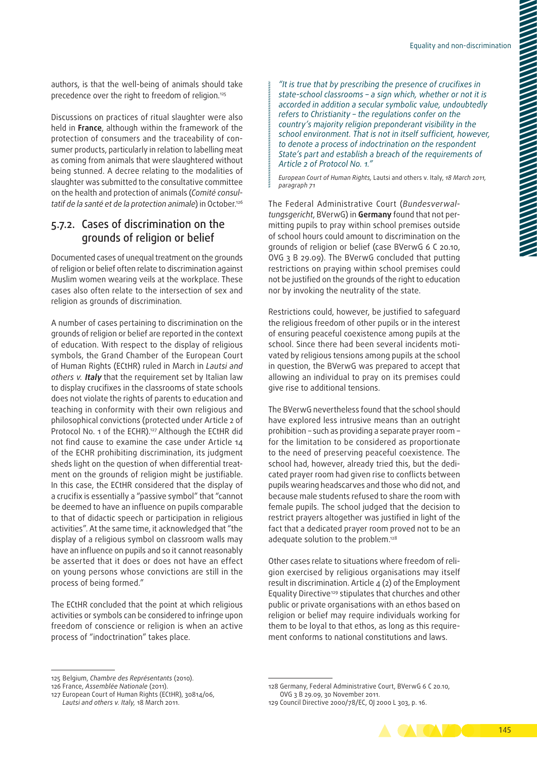authors, is that the well-being of animals should take precedence over the right to freedom of religion.[125]

Discussions on practices of ritual slaughter were also held in **France**, although within the framework of the protection of consumers and the traceability of consumer products, particularly in relation to labelling meat as coming from animals that were slaughtered without being stunned. A decree relating to the modalities of slaughter was submitted to the consultative committee on the health and protection of animals (*Comité consultatif de la santé et de la protection animale*) in October.[126]

## 5.7.2. Cases of discrimination on the grounds of religion or belief

Documented cases of unequal treatment on the grounds of religion or belief often relate to discrimination against Muslim women wearing veils at the workplace. These cases also often relate to the intersection of sex and religion as grounds of discrimination.

A number of cases pertaining to discrimination on the grounds of religion or belief are reported in the context of education. With respect to the display of religious symbols, the Grand Chamber of the European Court of Human Rights (ECtHR) ruled in March in *Lautsi and others v.* ***Italy*** that the requirement set by Italian law to display crucifixes in the classrooms of state schools does not violate the rights of parents to education and teaching in conformity with their own religious and philosophical convictions (protected under Article 2 of Protocol No. 1 of the ECHR).[127] Although the ECtHR did not find cause to examine the case under Article 14 of the ECHR prohibiting discrimination, its judgment sheds light on the question of when differential treatment on the grounds of religion might be justifiable. In this case, the ECtHR considered that the display of a crucifix is essentially a "passive symbol" that "cannot be deemed to have an influence on pupils comparable to that of didactic speech or participation in religious activities". At the same time, it acknowledged that "the display of a religious symbol on classroom walls may have an influence on pupils and so it cannot reasonably be asserted that it does or does not have an effect on young persons whose convictions are still in the process of being formed."

The ECtHR concluded that the point at which religious activities or symbols can be considered to infringe upon freedom of conscience or religion is when an active process of "indoctrination" takes place.

> *"It is true that by prescribing the presence of crucifixes in state-school classrooms – a sign which, whether or not it is accorded in addition a secular symbolic value, undoubtedly refers to Christianity – the regulations confer on the country's majority religion preponderant visibility in the school environment. That is not in itself sufficient, however, to denote a process of indoctrination on the respondent State's part and establish a breach of the requirements of Article 2 of Protocol No. 1."*
>
> *European Court of Human Rights,* Lautsi and others v. Italy, *18 March 2011, paragraph 71*

The Federal Administrative Court (*Bundesverwaltungsgericht*, BVerwG) in **Germany** found that not permitting pupils to pray within school premises outside of school hours could amount to discrimination on the grounds of religion or belief (case BVerwG 6 C 20.10, OVG 3 B 29.09). The BVerwG concluded that putting restrictions on praying within school premises could not be justified on the grounds of the right to education nor by invoking the neutrality of the state.

Restrictions could, however, be justified to safeguard the religious freedom of other pupils or in the interest of ensuring peaceful coexistence among pupils at the school. Since there had been several incidents motivated by religious tensions among pupils at the school in question, the BVerwG was prepared to accept that allowing an individual to pray on its premises could give rise to additional tensions.

The BVerwG nevertheless found that the school should have explored less intrusive means than an outright prohibition – such as providing a separate prayer room – for the limitation to be considered as proportionate to the need of preserving peaceful coexistence. The school had, however, already tried this, but the dedicated prayer room had given rise to conflicts between pupils wearing headscarves and those who did not, and because male students refused to share the room with female pupils. The school judged that the decision to restrict prayers altogether was justified in light of the fact that a dedicated prayer room proved not to be an adequate solution to the problem.[128]

Other cases relate to situations where freedom of religion exercised by religious organisations may itself result in discrimination. Article 4 (2) of the Employment Equality Directive[129] stipulates that churches and other public or private organisations with an ethos based on religion or belief may require individuals working for them to be loyal to that ethos, as long as this requirement conforms to national constitutions and laws.

---

125 Belgium, *Chambre des Représentants* (2010).

126 France, *Assemblée Nationale* (2011).

127 European Court of Human Rights (ECtHR), 30814/06, *Lautsi and others v. Italy,* 18 March 2011.

128 Germany, Federal Administrative Court, BVerwG 6 C 20.10, OVG 3 B 29.09, 30 November 2011.

129 Council Directive 2000/78/EC, OJ 2000 L 303, p. 16.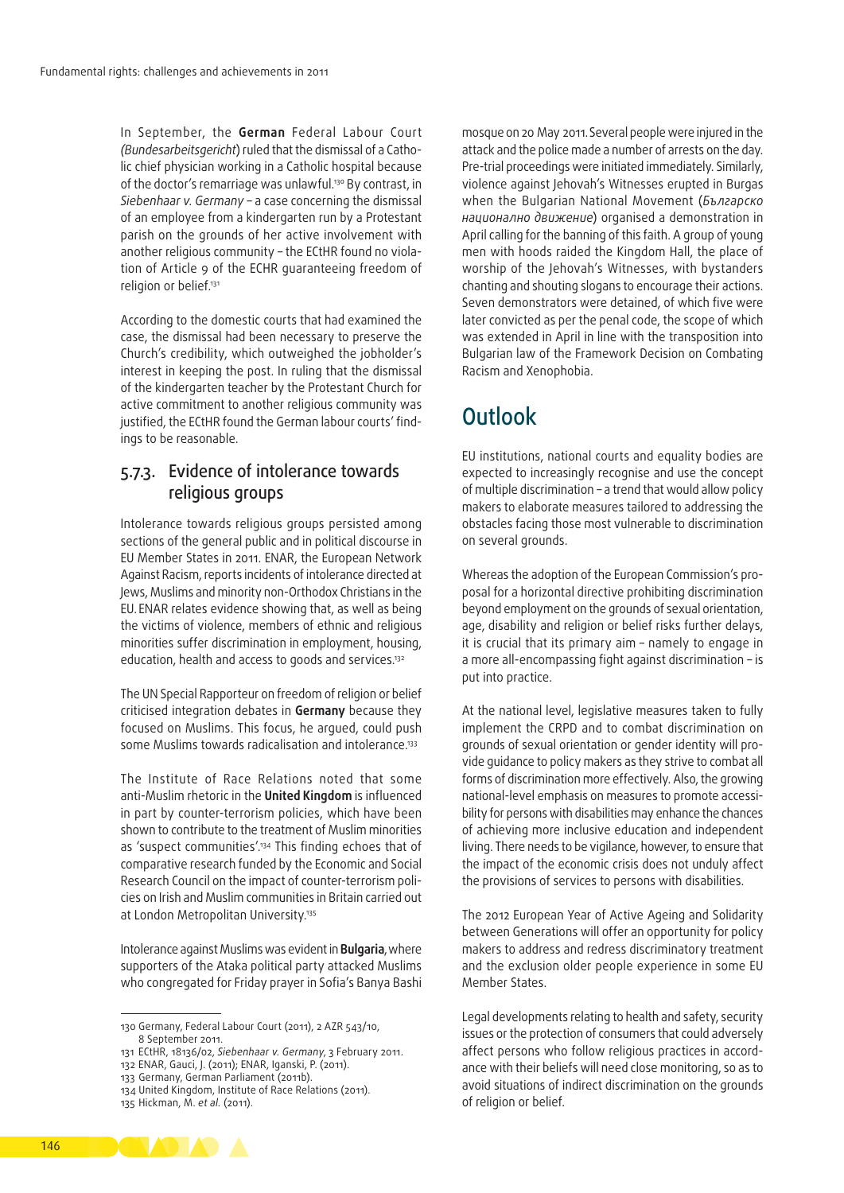In September, the **German** Federal Labour Court (*Bundesarbeitsgericht*) ruled that the dismissal of a Catholic chief physician working in a Catholic hospital because of the doctor's remarriage was unlawful.[130] By contrast, in *Siebenhaar v. Germany* – a case concerning the dismissal of an employee from a kindergarten run by a Protestant parish on the grounds of her active involvement with another religious community – the ECtHR found no violation of Article 9 of the ECHR guaranteeing freedom of religion or belief.[131]

According to the domestic courts that had examined the case, the dismissal had been necessary to preserve the Church's credibility, which outweighed the jobholder's interest in keeping the post. In ruling that the dismissal of the kindergarten teacher by the Protestant Church for active commitment to another religious community was justified, the ECtHR found the German labour courts' findings to be reasonable.

### 5.7.3. Evidence of intolerance towards religious groups

Intolerance towards religious groups persisted among sections of the general public and in political discourse in EU Member States in 2011. ENAR, the European Network Against Racism, reports incidents of intolerance directed at Jews, Muslims and minority non-Orthodox Christians in the EU. ENAR relates evidence showing that, as well as being the victims of violence, members of ethnic and religious minorities suffer discrimination in employment, housing, education, health and access to goods and services.[132]

The UN Special Rapporteur on freedom of religion or belief criticised integration debates in **Germany** because they focused on Muslims. This focus, he argued, could push some Muslims towards radicalisation and intolerance.[133]

The Institute of Race Relations noted that some anti-Muslim rhetoric in the **United Kingdom** is influenced in part by counter-terrorism policies, which have been shown to contribute to the treatment of Muslim minorities as 'suspect communities'.[134] This finding echoes that of comparative research funded by the Economic and Social Research Council on the impact of counter-terrorism policies on Irish and Muslim communities in Britain carried out at London Metropolitan University.[135]

Intolerance against Muslims was evident in **Bulgaria**, where supporters of the Ataka political party attacked Muslims who congregated for Friday prayer in Sofia's Banya Bashi mosque on 20 May 2011. Several people were injured in the attack and the police made a number of arrests on the day. Pre-trial proceedings were initiated immediately. Similarly, violence against Jehovah's Witnesses erupted in Burgas when the Bulgarian National Movement (*Българско национално движение*) organised a demonstration in April calling for the banning of this faith. A group of young men with hoods raided the Kingdom Hall, the place of worship of the Jehovah's Witnesses, with bystanders chanting and shouting slogans to encourage their actions. Seven demonstrators were detained, of which five were later convicted as per the penal code, the scope of which was extended in April in line with the transposition into Bulgarian law of the Framework Decision on Combating Racism and Xenophobia.

## Outlook

EU institutions, national courts and equality bodies are expected to increasingly recognise and use the concept of multiple discrimination – a trend that would allow policy makers to elaborate measures tailored to addressing the obstacles facing those most vulnerable to discrimination on several grounds.

Whereas the adoption of the European Commission's proposal for a horizontal directive prohibiting discrimination beyond employment on the grounds of sexual orientation, age, disability and religion or belief risks further delays, it is crucial that its primary aim – namely to engage in a more all-encompassing fight against discrimination – is put into practice.

At the national level, legislative measures taken to fully implement the CRPD and to combat discrimination on grounds of sexual orientation or gender identity will provide guidance to policy makers as they strive to combat all forms of discrimination more effectively. Also, the growing national-level emphasis on measures to promote accessibility for persons with disabilities may enhance the chances of achieving more inclusive education and independent living. There needs to be vigilance, however, to ensure that the impact of the economic crisis does not unduly affect the provisions of services to persons with disabilities.

The 2012 European Year of Active Ageing and Solidarity between Generations will offer an opportunity for policy makers to address and redress discriminatory treatment and the exclusion older people experience in some EU Member States.

Legal developments relating to health and safety, security issues or the protection of consumers that could adversely affect persons who follow religious practices in accordance with their beliefs will need close monitoring, so as to avoid situations of indirect discrimination on the grounds of religion or belief.

---

130 Germany, Federal Labour Court (2011), 2 AZR 543/10, 8 September 2011.
131 ECtHR, 18136/02, *Siebenhaar v. Germany*, 3 February 2011.
132 ENAR, Gauci, J. (2011); ENAR, Iganski, P. (2011).
133 Germany, German Parliament (2011b).
134 United Kingdom, Institute of Race Relations (2011).
135 Hickman, M. *et al.* (2011).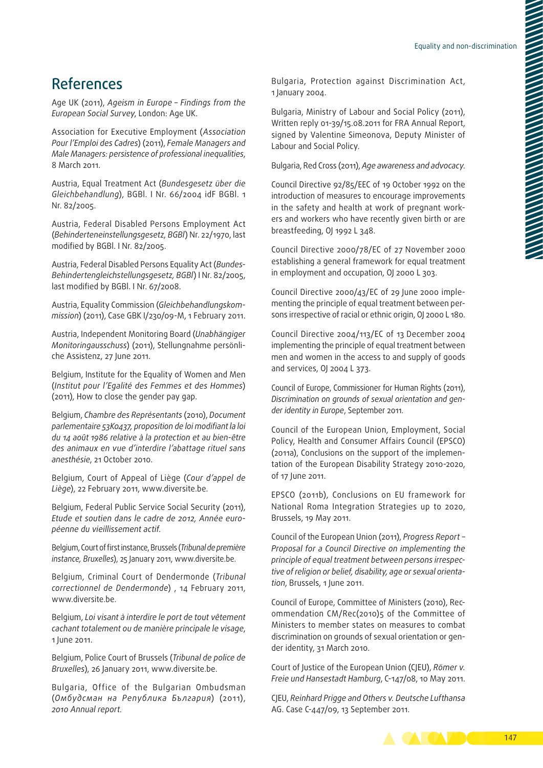# References

Age UK (2011), *Ageism in Europe – Findings from the European Social Survey*, London: Age UK.

Association for Executive Employment (*Association Pour l'Emploi des Cadres*) (2011), *Female Managers and Male Managers: persistence of professional inequalities*, 8 March 2011.

Austria, Equal Treatment Act (*Bundesgesetz über die Gleichbehandlung*), BGBl. I Nr. 66/2004 idF BGBl. 1 Nr. 82/2005.

Austria, Federal Disabled Persons Employment Act (*Behinderteneinstellungsgesetz, BGBl*) Nr. 22/1970, last modified by BGBl. I Nr. 82/2005.

Austria, Federal Disabled Persons Equality Act (*Bundes-Behindertengleichstellungsgesetz, BGBl*) I Nr. 82/2005, last modified by BGBl. I Nr. 67/2008.

Austria, Equality Commission (*Gleichbehandlungskommission*) (2011), Case GBK I/230/09-M, 1 February 2011.

Austria, Independent Monitoring Board (*Unabhängiger Monitoringausschuss*) (2011), Stellungnahme persönliche Assistenz, 27 June 2011.

Belgium, Institute for the Equality of Women and Men (*Institut pour l'Egalité des Femmes et des Hommes*) (2011), How to close the gender pay gap.

Belgium, *Chambre des Représentants* (2010), *Document parlementaire 53K0437, proposition de loi modifiant la loi du 14 août 1986 relative à la protection et au bien-être des animaux en vue d'interdire l'abattage rituel sans anesthésie*, 21 October 2010.

Belgium, Court of Appeal of Liège (*Cour d'appel de Liège*), 22 February 2011, www.diversite.be.

Belgium, Federal Public Service Social Security (2011), *Etude et soutien dans le cadre de 2012, Année européenne du vieillissement actif.*

Belgium, Court of first instance, Brussels (*Tribunal de première instance, Bruxelles*), 25 January 2011, www.diversite.be.

Belgium, Criminal Court of Dendermonde (*Tribunal correctionnel de Dendermonde*) , 14 February 2011, www.diversite.be.

Belgium, *Loi visant à interdire le port de tout vêtement cachant totalement ou de manière principale le visage*, 1 June 2011.

Belgium, Police Court of Brussels (*Tribunal de police de Bruxelles*), 26 January 2011, www.diversite.be.

Bulgaria, Office of the Bulgarian Ombudsman (*Омбудсман на Република България*) (2011), *2010 Annual report.*

Bulgaria, Protection against Discrimination Act, 1 January 2004.

Bulgaria, Ministry of Labour and Social Policy (2011), Written reply 01-39/15.08.2011 for FRA Annual Report, signed by Valentine Simeonova, Deputy Minister of Labour and Social Policy.

Bulgaria, Red Cross (2011), *Age awareness and advocacy.*

Council Directive 92/85/EEC of 19 October 1992 on the introduction of measures to encourage improvements in the safety and health at work of pregnant workers and workers who have recently given birth or are breastfeeding, OJ 1992 L 348.

Council Directive 2000/78/EC of 27 November 2000 establishing a general framework for equal treatment in employment and occupation, OJ 2000 L 303.

Council Directive 2000/43/EC of 29 June 2000 implementing the principle of equal treatment between persons irrespective of racial or ethnic origin, OJ 2000 L 180.

Council Directive 2004/113/EC of 13 December 2004 implementing the principle of equal treatment between men and women in the access to and supply of goods and services, OJ 2004 L 373.

Council of Europe, Commissioner for Human Rights (2011), *Discrimination on grounds of sexual orientation and gender identity in Europe*, September 2011.

Council of the European Union, Employment, Social Policy, Health and Consumer Affairs Council (EPSCO) (2011a), Conclusions on the support of the implementation of the European Disability Strategy 2010-2020, of 17 June 2011.

EPSCO (2011b), Conclusions on EU framework for National Roma Integration Strategies up to 2020, Brussels, 19 May 2011.

Council of the European Union (2011), *Progress Report – Proposal for a Council Directive on implementing the principle of equal treatment between persons irrespective of religion or belief, disability, age or sexual orientation*, Brussels, 1 June 2011.

Council of Europe, Committee of Ministers (2010), Recommendation CM/Rec(2010)5 of the Committee of Ministers to member states on measures to combat discrimination on grounds of sexual orientation or gender identity, 31 March 2010.

Court of Justice of the European Union (CJEU), *Römer v. Freie und Hansestadt Hamburg*, C-147/08, 10 May 2011.

CJEU, *Reinhard Prigge and Others v. Deutsche Lufthansa* AG. Case C-447/09, 13 September 2011.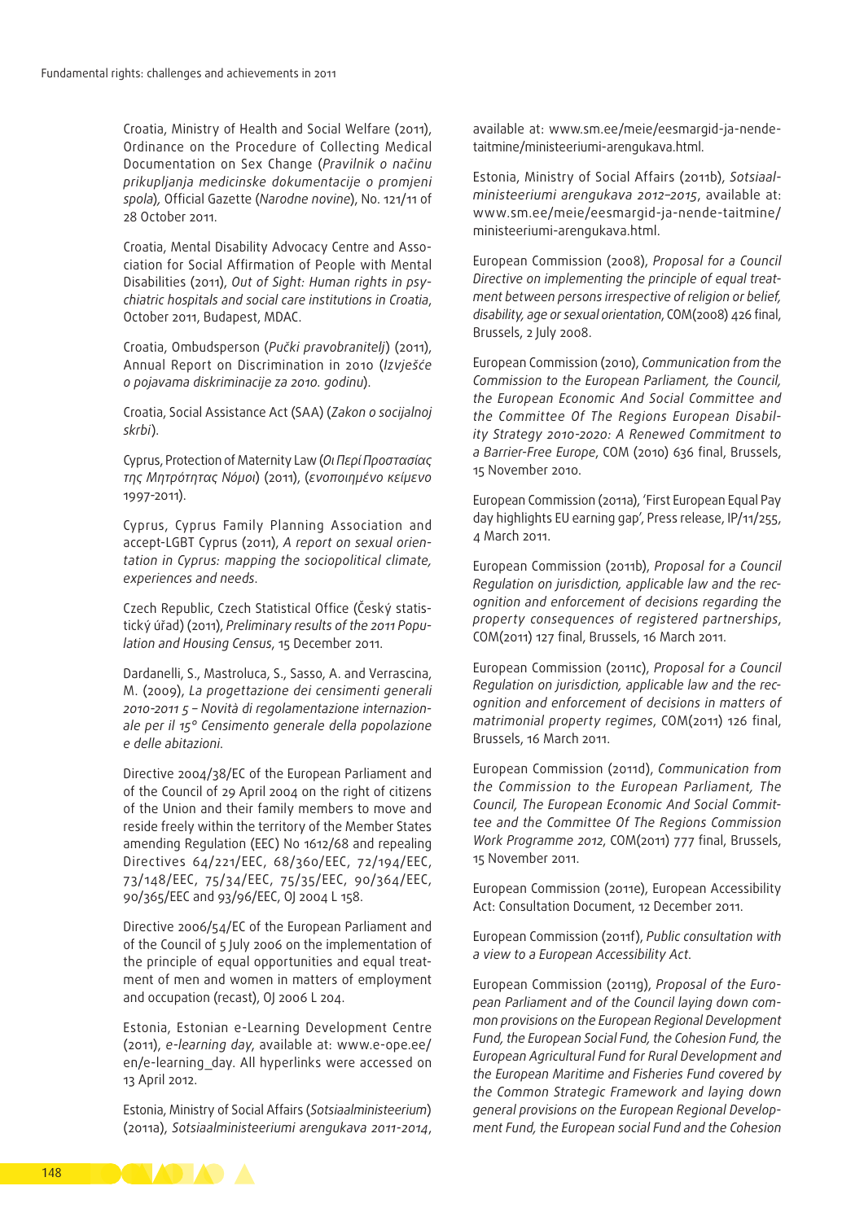Croatia, Ministry of Health and Social Welfare (2011), Ordinance on the Procedure of Collecting Medical Documentation on Sex Change (*Pravilnik o načinu prikupljanja medicinske dokumentacije o promjeni spola*), Official Gazette (*Narodne novine*), No. 121/11 of 28 October 2011.

Croatia, Mental Disability Advocacy Centre and Association for Social Affirmation of People with Mental Disabilities (2011), *Out of Sight: Human rights in psychiatric hospitals and social care institutions in Croatia*, October 2011, Budapest, MDAC.

Croatia, Ombudsperson (*Pučki pravobranitelj*) (2011), Annual Report on Discrimination in 2010 (*Izvješće o pojavama diskriminacije za 2010. godinu*).

Croatia, Social Assistance Act (SAA) (*Zakon o socijalnoj skrbi*).

Cyprus, Protection of Maternity Law (*Οι Περί Προστασίας της Μητρότητας Νόμοι*) (2011), (*ενοποιημένο κείμενο* 1997-2011).

Cyprus, Cyprus Family Planning Association and accept-LGBT Cyprus (2011), *A report on sexual orientation in Cyprus: mapping the sociopolitical climate, experiences and needs*.

Czech Republic, Czech Statistical Office (Český statistický úřad) (2011), *Preliminary results of the 2011 Population and Housing Census*, 15 December 2011.

Dardanelli, S., Mastroluca, S., Sasso, A. and Verrascina, M. (2009), *La progettazione dei censimenti generali 2010-2011 5 – Novità di regolamentazione internazionale per il 15° Censimento generale della popolazione e delle abitazioni*.

Directive 2004/38/EC of the European Parliament and of the Council of 29 April 2004 on the right of citizens of the Union and their family members to move and reside freely within the territory of the Member States amending Regulation (EEC) No 1612/68 and repealing Directives 64/221/EEC, 68/360/EEC, 72/194/EEC, 73/148/EEC, 75/34/EEC, 75/35/EEC, 90/364/EEC, 90/365/EEC and 93/96/EEC, OJ 2004 L 158.

Directive 2006/54/EC of the European Parliament and of the Council of 5 July 2006 on the implementation of the principle of equal opportunities and equal treatment of men and women in matters of employment and occupation (recast), OJ 2006 L 204.

Estonia, Estonian e-Learning Development Centre (2011), *e-learning day*, available at: www.e-ope.ee/en/e-learning_day. All hyperlinks were accessed on 13 April 2012.

Estonia, Ministry of Social Affairs (*Sotsiaalministeerium*) (2011a), *Sotsiaalministeeriumi arengukava 2011-2014*, available at: www.sm.ee/meie/eesmargid-ja-nende-taitmine/ministeeriumi-arengukava.html.

Estonia, Ministry of Social Affairs (2011b), *Sotsiaalministeeriumi arengukava 2012–2015*, available at: www.sm.ee/meie/eesmargid-ja-nende-taitmine/ministeeriumi-arengukava.html.

European Commission (2008), *Proposal for a Council Directive on implementing the principle of equal treatment between persons irrespective of religion or belief, disability, age or sexual orientation*, COM(2008) 426 final, Brussels, 2 July 2008.

European Commission (2010), *Communication from the Commission to the European Parliament, the Council, the European Economic And Social Committee and the Committee Of The Regions European Disability Strategy 2010-2020: A Renewed Commitment to a Barrier-Free Europe*, COM (2010) 636 final, Brussels, 15 November 2010.

European Commission (2011a), 'First European Equal Pay day highlights EU earning gap', Press release, IP/11/255, 4 March 2011.

European Commission (2011b), *Proposal for a Council Regulation on jurisdiction, applicable law and the recognition and enforcement of decisions regarding the property consequences of registered partnerships*, COM(2011) 127 final, Brussels, 16 March 2011.

European Commission (2011c), *Proposal for a Council Regulation on jurisdiction, applicable law and the recognition and enforcement of decisions in matters of matrimonial property regimes*, COM(2011) 126 final, Brussels, 16 March 2011.

European Commission (2011d), *Communication from the Commission to the European Parliament, The Council, The European Economic And Social Committee and the Committee Of The Regions Commission Work Programme 2012*, COM(2011) 777 final, Brussels, 15 November 2011.

European Commission (2011e), European Accessibility Act: Consultation Document, 12 December 2011.

European Commission (2011f), *Public consultation with a view to a European Accessibility Act*.

European Commission (2011g), *Proposal of the European Parliament and of the Council laying down common provisions on the European Regional Development Fund, the European Social Fund, the Cohesion Fund, the European Agricultural Fund for Rural Development and the European Maritime and Fisheries Fund covered by the Common Strategic Framework and laying down general provisions on the European Regional Development Fund, the European social Fund and the Cohesion*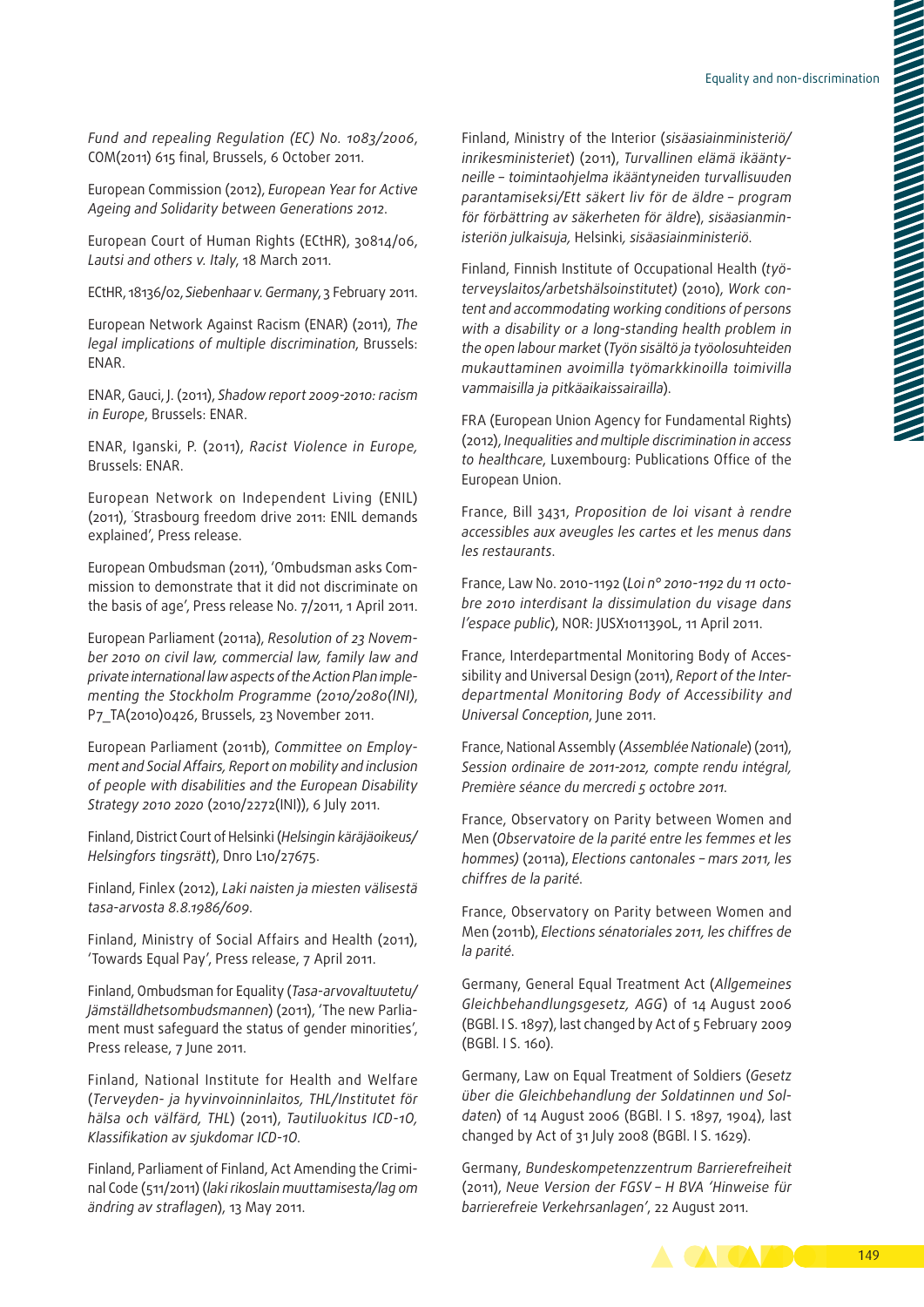*Fund and repealing Regulation (EC) No. 1083/2006*, COM(2011) 615 final, Brussels, 6 October 2011.

European Commission (2012), *European Year for Active Ageing and Solidarity between Generations 2012*.

European Court of Human Rights (ECtHR), 30814/06, *Lautsi and others v. Italy*, 18 March 2011.

ECtHR, 18136/02, *Siebenhaar v. Germany*, 3 February 2011.

European Network Against Racism (ENAR) (2011), *The legal implications of multiple discrimination*, Brussels: ENAR.

ENAR, Gauci, J. (2011), *Shadow report 2009-2010: racism in Europe*, Brussels: ENAR.

ENAR, Iganski, P. (2011), *Racist Violence in Europe*, Brussels: ENAR.

European Network on Independent Living (ENIL) (2011), 'Strasbourg freedom drive 2011: ENIL demands explained', Press release.

European Ombudsman (2011), 'Ombudsman asks Commission to demonstrate that it did not discriminate on the basis of age', Press release No. 7/2011, 1 April 2011.

European Parliament (2011a), *Resolution of 23 November 2010 on civil law, commercial law, family law and private international law aspects of the Action Plan implementing the Stockholm Programme (2010/2080(INI)*, P7_TA(2010)0426, Brussels, 23 November 2011.

European Parliament (2011b), *Committee on Employment and Social Affairs, Report on mobility and inclusion of people with disabilities and the European Disability Strategy 2010 2020* (2010/2272(INI)), 6 July 2011.

Finland, District Court of Helsinki (*Helsingin käräjäoikeus/Helsingfors tingsrätt*), Dnro L10/27675.

Finland, Finlex (2012), *Laki naisten ja miesten välisestä tasa-arvosta 8.8.1986/609*.

Finland, Ministry of Social Affairs and Health (2011), 'Towards Equal Pay', Press release, 7 April 2011.

Finland, Ombudsman for Equality (*Tasa-arvovaltuutetu/Jämställdhetsombudsmannen*) (2011), 'The new Parliament must safeguard the status of gender minorities', Press release, 7 June 2011.

Finland, National Institute for Health and Welfare (*Terveyden- ja hyvinvoinninlaitos, THL/Institutet för hälsa och välfärd, THL*) (2011), *Tautiluokitus ICD-10, Klassifikation av sjukdomar ICD-10*.

Finland, Parliament of Finland, Act Amending the Criminal Code (511/2011) (*laki rikoslain muuttamisesta/lag om ändring av straflagen*), 13 May 2011.

Finland, Ministry of the Interior (*sisäasiainministeriö/inrikesministeriet*) (2011), *Turvallinen elämä ikääntyneille – toimintaohjelma ikääntyneiden turvallisuuden parantamiseksi/Ett säkert liv för de äldre – program för förbättring av säkerheten för äldre*), *sisäasianministeriön julkaisuja*, Helsinki, *sisäasiainministeriö*.

Finland, Finnish Institute of Occupational Health (*työterveyslaitos/arbetshälsoinstitutet)* (2010), *Work content and accommodating working conditions of persons with a disability or a long-standing health problem in the open labour market* (*Työn sisältö ja työolosuhteiden mukauttaminen avoimilla työmarkkinoilla toimivilla vammaisilla ja pitkäaikaissairailla*).

FRA (European Union Agency for Fundamental Rights) (2012), *Inequalities and multiple discrimination in access to healthcare*, Luxembourg: Publications Office of the European Union.

France, Bill 3431, *Proposition de loi visant à rendre accessibles aux aveugles les cartes et les menus dans les restaurants*.

France, Law No. 2010-1192 (*Loi n° 2010-1192 du 11 octobre 2010 interdisant la dissimulation du visage dans l'espace public*), NOR: JUSX1011390L, 11 April 2011.

France, Interdepartmental Monitoring Body of Accessibility and Universal Design (2011), *Report of the Interdepartmental Monitoring Body of Accessibility and Universal Conception*, June 2011.

France, National Assembly (*Assemblée Nationale*) (2011), *Session ordinaire de 2011-2012, compte rendu intégral, Première séance du mercredi 5 octobre 2011*.

France, Observatory on Parity between Women and Men (*Observatoire de la parité entre les femmes et les hommes)* (2011a), *Elections cantonales – mars 2011, les chiffres de la parité*.

France, Observatory on Parity between Women and Men (2011b), *Elections sénatoriales 2011, les chiffres de la parité*.

Germany, General Equal Treatment Act (*Allgemeines Gleichbehandlungsgesetz, AGG*) of 14 August 2006 (BGBl. I S. 1897), last changed by Act of 5 February 2009 (BGBl. I S. 160).

Germany, Law on Equal Treatment of Soldiers (*Gesetz über die Gleichbehandlung der Soldatinnen und Soldaten*) of 14 August 2006 (BGBl. I S. 1897, 1904), last changed by Act of 31 July 2008 (BGBl. I S. 1629).

Germany, *Bundeskompetenzzentrum Barrierefreiheit* (2011), *Neue Version der FGSV – H BVA 'Hinweise für barrierefreie Verkehrsanlagen'*, 22 August 2011.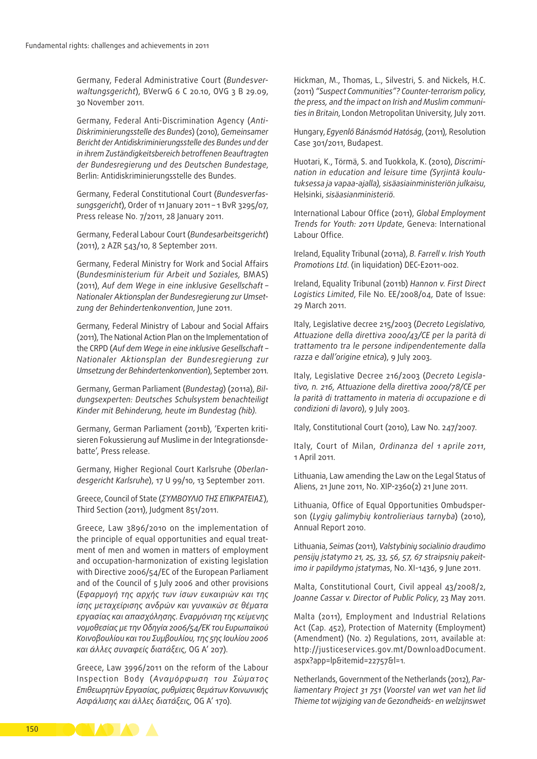Germany, Federal Administrative Court (*Bundesverwaltungsgericht*), BVerwG 6 C 20.10, OVG 3 B 29.09, 30 November 2011.

Germany, Federal Anti-Discrimination Agency (*Anti-Diskriminierungsstelle des Bundes*) (2010), *Gemeinsamer Bericht der Antidiskriminierungsstelle des Bundes und der in ihrem Zuständigkeitsbereich betroffenen Beauftragten der Bundesregierung und des Deutschen Bundestage*, Berlin: Antidiskriminierungsstelle des Bundes.

Germany, Federal Constitutional Court (*Bundesverfassungsgericht*), Order of 11 January 2011 – 1 BvR 3295/07, Press release No. 7/2011, 28 January 2011.

Germany, Federal Labour Court (*Bundesarbeitsgericht*) (2011), 2 AZR 543/10, 8 September 2011.

Germany, Federal Ministry for Work and Social Affairs (*Bundesministerium für Arbeit und Soziales,* BMAS) (2011), *Auf dem Wege in eine inklusive Gesellschaft – Nationaler Aktionsplan der Bundesregierung zur Umsetzung der Behindertenkonvention*, June 2011.

Germany, Federal Ministry of Labour and Social Affairs (2011), The National Action Plan on the Implementation of the CRPD (*Auf dem Wege in eine inklusive Gesellschaft – Nationaler Aktionsplan der Bundesregierung zur Umsetzung der Behindertenkonvention*), September 2011.

Germany, German Parliament (*Bundestag*) (2011a), *Bildungsexperten: Deutsches Schulsystem benachteiligt Kinder mit Behinderung, heute im Bundestag (hib).*

Germany, German Parliament (2011b), 'Experten kritisieren Fokussierung auf Muslime in der Integrationsdebatte', Press release.

Germany, Higher Regional Court Karlsruhe (*Oberlandesgericht Karlsruhe*), 17 U 99/10, 13 September 2011.

Greece, Council of State (*ΣΥΜΒΟΥΛΙΟ ΤΗΣ ΕΠΙΚΡΑΤΕΙΑΣ*), Third Section (2011), Judgment 851/2011.

Greece, Law 3896/2010 on the implementation of the principle of equal opportunities and equal treatment of men and women in matters of employment and occupation-harmonization of existing legislation with Directive 2006/54/EC of the European Parliament and of the Council of 5 July 2006 and other provisions (*Εφαρμογή της αρχής των ίσων ευκαιριών και της ίσης μεταχείρισης ανδρών και γυναικών σε θέματα εργασίας και απασχόλησης. Εναρμόνιση της κείμενης νομοθεσίας με την Οδηγία 2006/54/ΕΚ του Ευρωπαϊκού Κοινοβουλίου και του Συμβουλίου, της 5ης Ιουλίου 2006 και άλλες συναφείς διατάξεις,* OG A' 207).

Greece, Law 3996/2011 on the reform of the Labour Inspection Body (*Αναμόρφωση του Σώματος Επιθεωρητών Εργασίας, ρυθμίσεις θεμάτων Κοινωνικής Ασφάλισης και άλλες διατάξεις,* OG A' 170).

Hickman, M., Thomas, L., Silvestri, S. and Nickels, H.C. (2011) *"Suspect Communities"? Counter-terrorism policy, the press, and the impact on Irish and Muslim communities in Britain*, London Metropolitan University, July 2011.

Hungary, *Egyenlő Bánásmód Hatóság*, (2011), Resolution Case 301/2011, Budapest.

Huotari, K., Törmä, S. and Tuokkola, K. (2010), *Discrimination in education and leisure time (Syrjintä koulutuksessa ja vapaa-ajalla), sisäasiainministeriön julkaisu*, Helsinki, *sisäasianministeriö*.

International Labour Office (2011), *Global Employment Trends for Youth: 2011 Update*, Geneva: International Labour Office.

Ireland, Equality Tribunal (2011a), *B. Farrell v. Irish Youth Promotions Ltd.* (in liquidation) DEC-E2011-002.

Ireland, Equality Tribunal (2011b) *Hannon v. First Direct Logistics Limited*, File No. EE/2008/04, Date of Issue: 29 March 2011.

Italy, Legislative decree 215/2003 (*Decreto Legislativo, Attuazione della direttiva 2000/43/CE per la parità di trattamento tra le persone indipendentemente dalla razza e dall'origine etnica*), 9 July 2003.

Italy, Legislative Decree 216/2003 (*Decreto Legislativo, n. 216, Attuazione della direttiva 2000/78/CE per la parità di trattamento in materia di occupazione e di condizioni di lavoro*), 9 July 2003.

Italy, Constitutional Court (2010), Law No. 247/2007.

Italy, Court of Milan, *Ordinanza del 1 aprile 2011*, 1 April 2011.

Lithuania, Law amending the Law on the Legal Status of Aliens, 21 June 2011, No. XIP-2360(2) 21 June 2011.

Lithuania, Office of Equal Opportunities Ombudsperson (*Lygių galimybių kontrolieriaus tarnyba*) (2010), Annual Report 2010.

Lithuania, *Seimas* (2011), *Valstybinių socialinio draudimo pensijų įstatymo 21, 25, 33, 56, 57, 67 straipsnių pakeitimo ir papildymo įstatymas*, No. XI-1436, 9 June 2011.

Malta, Constitutional Court, Civil appeal 43/2008/2, *Joanne Cassar v. Director of Public Policy*, 23 May 2011.

Malta (2011), Employment and Industrial Relations Act (Cap. 452), Protection of Maternity (Employment) (Amendment) (No. 2) Regulations, 2011, available at: http://justiceservices.gov.mt/DownloadDocument.aspx?app=lp&itemid=22757&l=1.

Netherlands, Government of the Netherlands (2012), *Parliamentary Project 31 751* (*Voorstel van wet van het lid Thieme tot wijziging van de Gezondheids- en welzijnswet*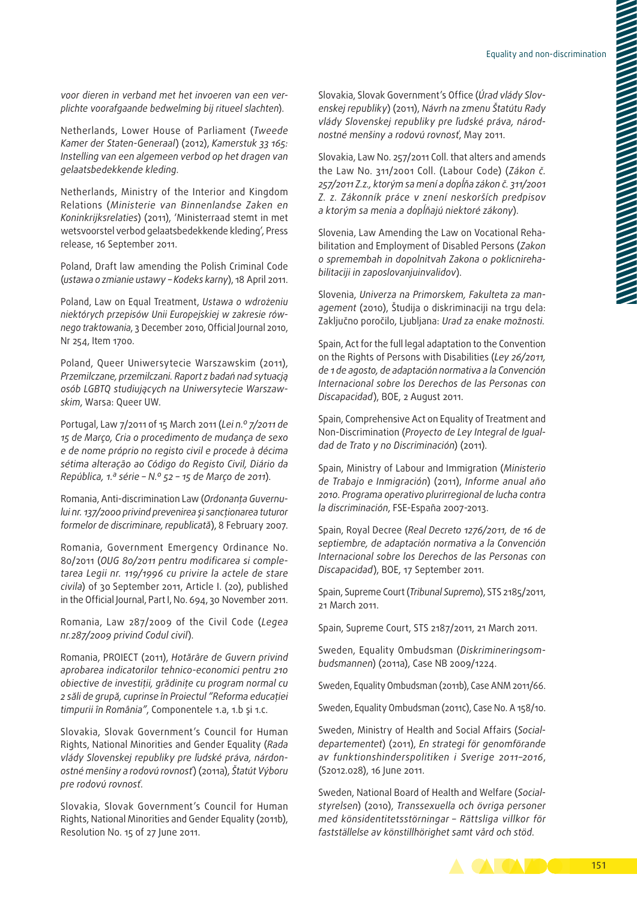*voor dieren in verband met het invoeren van een verplichte voorafgaande bedwelming bij ritueel slachten*).

Netherlands, Lower House of Parliament (*Tweede Kamer der Staten-Generaal*) (2012), *Kamerstuk 33 165: Instelling van een algemeen verbod op het dragen van gelaatsbedekkende kleding*.

Netherlands, Ministry of the Interior and Kingdom Relations (*Ministerie van Binnenlandse Zaken en Koninkrijksrelaties*) (2011), 'Ministerraad stemt in met wetsvoorstel verbod gelaatsbedekkende kleding', Press release, 16 September 2011.

Poland, Draft law amending the Polish Criminal Code (*ustawa o zmianie ustawy – Kodeks karny*), 18 April 2011.

Poland, Law on Equal Treatment, *Ustawa o wdrożeniu niektórych przepisów Unii Europejskiej w zakresie równego traktowania*, 3 December 2010, Official Journal 2010, Nr 254, Item 1700.

Poland, Queer Uniwersytecie Warszawskim (2011), *Przemilczane, przemilczani. Raport z badań nad sytuacją osób LGBTQ studiujących na Uniwersytecie Warszawskim*, Warsa: Queer UW.

Portugal, Law 7/2011 of 15 March 2011 (*Lei n.º 7/2011 de 15 de Março, Cria o procedimento de mudança de sexo e de nome próprio no registo civil e procede à décima sétima alteração ao Código do Registo Civil, Diário da República, 1.ª série – N.º 52 – 15 de Março de 2011*).

Romania, Anti-discrimination Law (*Ordonanța Guvernului nr. 137/2000 privind prevenirea și sancționarea tuturor formelor de discriminare, republicată*), 8 February 2007.

Romania, Government Emergency Ordinance No. 80/2011 (*OUG 80/2011 pentru modificarea si completarea Legii nr. 119/1996 cu privire la actele de stare civila*) of 30 September 2011, Article I. (20), published in the Official Journal, Part I, No. 694, 30 November 2011.

Romania, Law 287/2009 of the Civil Code (*Legea nr.287/2009 privind Codul civil*).

Romania, PROIECT (2011), *Hotărâre de Guvern privind aprobarea indicatorilor tehnico-economici pentru 210 obiective de investiții, grădinițe cu program normal cu 2 săli de grupă, cuprinse în Proiectul "Reforma educației timpurii în România"*, Componentele 1.a, 1.b și 1.c.

Slovakia, Slovak Government's Council for Human Rights, National Minorities and Gender Equality (*Rada vlády Slovenskej republiky pre ľudské práva, národnostné menšiny a rodovú rovnosť*) (2011a), *Štatút Výboru pre rodovú rovnosť*.

Slovakia, Slovak Government's Council for Human Rights, National Minorities and Gender Equality (2011b), Resolution No. 15 of 27 June 2011.

Slovakia, Slovak Government's Office (*Úrad vlády Slovenskej republiky*) (2011), *Návrh na zmenu Štatútu Rady vlády Slovenskej republiky pre ľudské práva, národnostné menšiny a rodovú rovnosť*, May 2011.

Slovakia, Law No. 257/2011 Coll. that alters and amends the Law No. 311/2001 Coll. (Labour Code) (*Zákon č. 257/2011 Z.z., ktorým sa mení a dopĺňa zákon č. 311/2001 Z. z. Zákonník práce v znení neskorších predpisov a ktorým sa menia a dopĺňajú niektoré zákony*).

Slovenia, Law Amending the Law on Vocational Rehabilitation and Employment of Disabled Persons (*Zakon o spremembah in dopolnitvah Zakona o poklicnirehabilitaciji in zaposlovanjuinvalidov*).

Slovenia, *Univerza na Primorskem, Fakulteta za management* (2010), Študija o diskriminaciji na trgu dela: Zaključno poročilo, Ljubljana: *Urad za enake možnosti*.

Spain, Act for the full legal adaptation to the Convention on the Rights of Persons with Disabilities (*Ley 26/2011, de 1 de agosto, de adaptación normativa a la Convención Internacional sobre los Derechos de las Personas con Discapacidad*), BOE, 2 August 2011.

Spain, Comprehensive Act on Equality of Treatment and Non-Discrimination (*Proyecto de Ley Integral de Igualdad de Trato y no Discriminación*) (2011).

Spain, Ministry of Labour and Immigration (*Ministerio de Trabajo e Inmigración*) (2011), *Informe anual año 2010. Programa operativo plurirregional de lucha contra la discriminación*, FSE-España 2007-2013.

Spain, Royal Decree (*Real Decreto 1276/2011, de 16 de septiembre, de adaptación normativa a la Convención Internacional sobre los Derechos de las Personas con Discapacidad*), BOE, 17 September 2011.

Spain, Supreme Court (*Tribunal Supremo*), STS 2185/2011, 21 March 2011.

Spain, Supreme Court, STS 2187/2011, 21 March 2011.

Sweden, Equality Ombudsman (*Diskrimineringsombudsmannen*) (2011a), Case NB 2009/1224.

Sweden, Equality Ombudsman (2011b), Case ANM 2011/66.

Sweden, Equality Ombudsman (2011c), Case No. A 158/10.

Sweden, Ministry of Health and Social Affairs (*Socialdepartementet*) (2011), *En strategi för genomförande av funktionshinderspolitiken i Sverige 2011–2016*, (S2012.028), 16 June 2011.

Sweden, National Board of Health and Welfare (*Socialstyrelsen*) (2010), *Transsexuella och övriga personer med könsidentitetsstörningar – Rättsliga villkor för fastställelse av könstillhörighet samt vård och stöd.*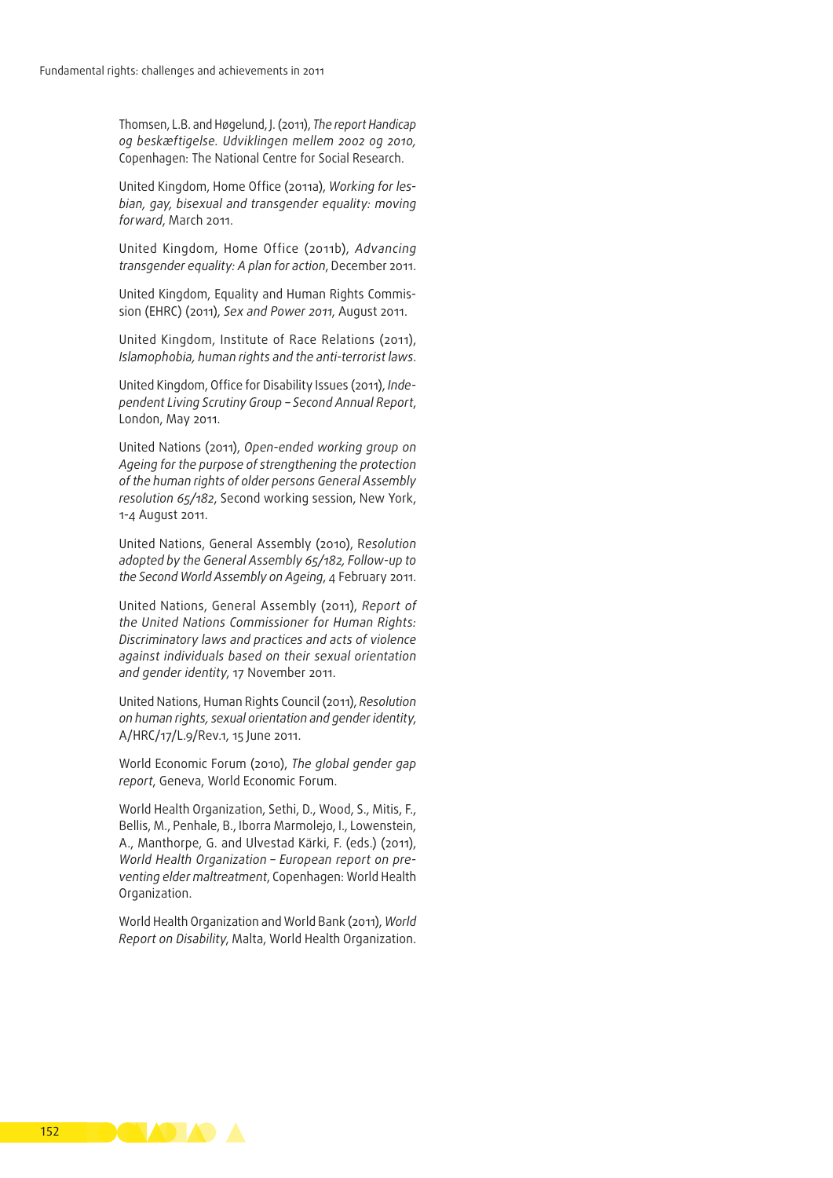Thomsen, L.B. and Høgelund, J. (2011), *The report Handicap og beskæftigelse. Udviklingen mellem 2002 og 2010*, Copenhagen: The National Centre for Social Research.

United Kingdom, Home Office (2011a), *Working for lesbian, gay, bisexual and transgender equality: moving forward*, March 2011.

United Kingdom, Home Office (2011b), *Advancing transgender equality: A plan for action*, December 2011.

United Kingdom, Equality and Human Rights Commission (EHRC) (2011), *Sex and Power 2011*, August 2011.

United Kingdom, Institute of Race Relations (2011), *Islamophobia, human rights and the anti-terrorist laws*.

United Kingdom, Office for Disability Issues (2011), *Independent Living Scrutiny Group – Second Annual Report*, London, May 2011.

United Nations (2011), *Open-ended working group on Ageing for the purpose of strengthening the protection of the human rights of older persons General Assembly resolution 65/182*, Second working session, New York, 1-4 August 2011.

United Nations, General Assembly (2010), R*esolution adopted by the General Assembly 65/182, Follow-up to the Second World Assembly on Ageing*, 4 February 2011.

United Nations, General Assembly (2011), *Report of the United Nations Commissioner for Human Rights: Discriminatory laws and practices and acts of violence against individuals based on their sexual orientation and gender identity*, 17 November 2011.

United Nations, Human Rights Council (2011), *Resolution on human rights, sexual orientation and gender identity*, A/HRC/17/L.9/Rev.1, 15 June 2011.

World Economic Forum (2010), *The global gender gap report*, Geneva, World Economic Forum.

World Health Organization, Sethi, D., Wood, S., Mitis, F., Bellis, M., Penhale, B., Iborra Marmolejo, I., Lowenstein, A., Manthorpe, G. and Ulvestad Kärki, F. (eds.) (2011), *World Health Organization – European report on preventing elder maltreatment*, Copenhagen: World Health Organization.

World Health Organization and World Bank (2011), *World Report on Disability*, Malta, World Health Organization.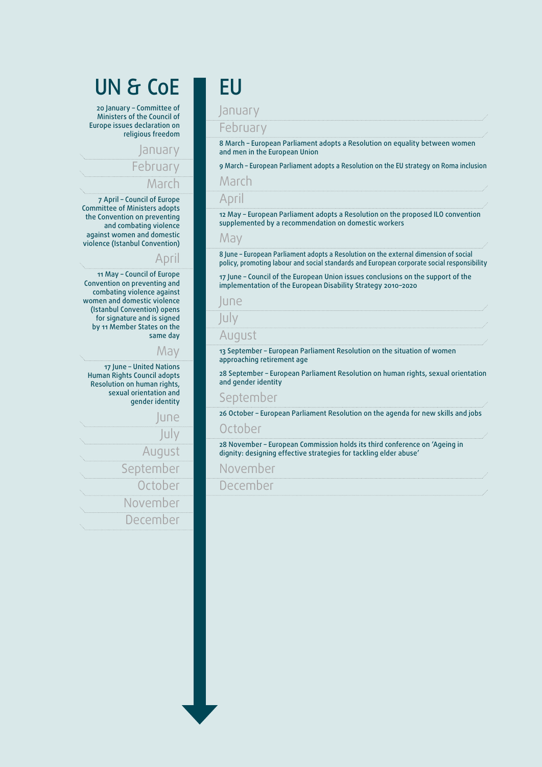## UN & CoE

20 January – Committee of Ministers of the Council of Europe issues declaration on religious freedom

January

February

March

7 April – Council of Europe Committee of Ministers adopts the Convention on preventing and combating violence against women and domestic violence (Istanbul Convention)

April

11 May – Council of Europe Convention on preventing and combating violence against women and domestic violence (Istanbul Convention) opens for signature and is signed by 11 Member States on the same day

May

17 June – United Nations Human Rights Council adopts Resolution on human rights, sexual orientation and gender identity

June

July

August

September

October

November

December

## EU

January

February

8 March – European Parliament adopts a Resolution on equality between women and men in the European Union

9 March – European Parliament adopts a Resolution on the EU strategy on Roma inclusion

March

April

12 May – European Parliament adopts a Resolution on the proposed ILO convention supplemented by a recommendation on domestic workers

May

8 June – European Parliament adopts a Resolution on the external dimension of social policy, promoting labour and social standards and European corporate social responsibility

17 June – Council of the European Union issues conclusions on the support of the implementation of the European Disability Strategy 2010–2020

June

July

August

13 September – European Parliament Resolution on the situation of women approaching retirement age

28 September – European Parliament Resolution on human rights, sexual orientation and gender identity

September

26 October – European Parliament Resolution on the agenda for new skills and jobs

October

28 November – European Commission holds its third conference on 'Ageing in dignity: designing effective strategies for tackling elder abuse'

November

December